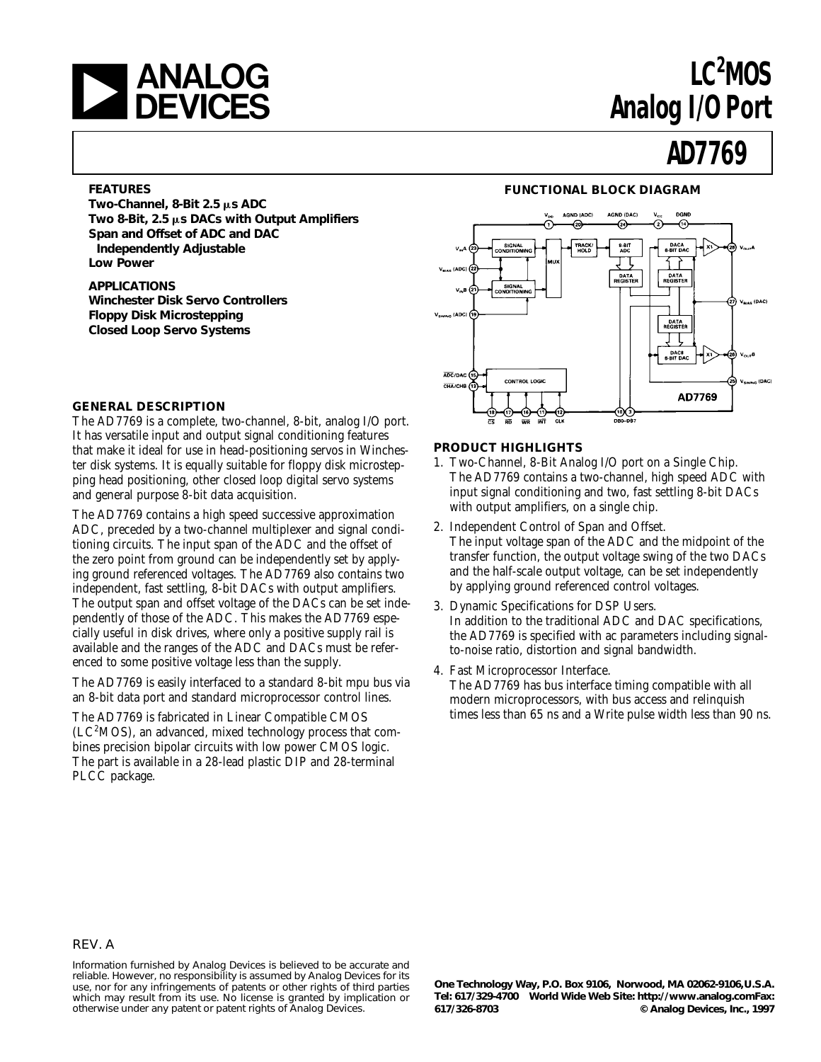# ANALOG DEVICES

# LC²MOS Analog I/O Port

# AD7769

## FEATURES

**Two-Channel, 8-Bit 2.5 μs ADC**
**Two 8-Bit, 2.5 μs DACs with Output Amplifiers**
**Span and Offset of ADC and DAC Independently Adjustable**
**Low Power**

## APPLICATIONS

**Winchester Disk Servo Controllers**
**Floppy Disk Microstepping**
**Closed Loop Servo Systems**

## FUNCTIONAL BLOCK DIAGRAM

## GENERAL DESCRIPTION

The AD7769 is a complete, two-channel, 8-bit, analog I/O port. It has versatile input and output signal conditioning features that make it ideal for use in head-positioning servos in Winchester disk systems. It is equally suitable for floppy disk microstepping head positioning, other closed loop digital servo systems and general purpose 8-bit data acquisition.

The AD7769 contains a high speed successive approximation ADC, preceded by a two-channel multiplexer and signal conditioning circuits. The input span of the ADC and the offset of the zero point from ground can be independently set by applying ground referenced voltages. The AD7769 also contains two independent, fast settling, 8-bit DACs with output amplifiers. The output span and offset voltage of the DACs can be set independently of those of the ADC. This makes the AD7769 especially useful in disk drives, where only a positive supply rail is available and the ranges of the ADC and DACs must be referenced to some positive voltage less than the supply.

The AD7769 is easily interfaced to a standard 8-bit mpu bus via an 8-bit data port and standard microprocessor control lines.

The AD7769 is fabricated in Linear Compatible CMOS (LC²MOS), an advanced, mixed technology process that combines precision bipolar circuits with low power CMOS logic. The part is available in a 28-lead plastic DIP and 28-terminal PLCC package.

## PRODUCT HIGHLIGHTS

1. Two-Channel, 8-Bit Analog I/O port on a Single Chip.
   The AD7769 contains a two-channel, high speed ADC with input signal conditioning and two, fast settling 8-bit DACs with output amplifiers, on a single chip.
2. Independent Control of Span and Offset.
   The input voltage span of the ADC and the midpoint of the transfer function, the output voltage swing of the two DACs and the half-scale output voltage, can be set independently by applying ground referenced control voltages.
3. Dynamic Specifications for DSP Users.
   In addition to the traditional ADC and DAC specifications, the AD7769 is specified with ac parameters including signal-to-noise ratio, distortion and signal bandwidth.
4. Fast Microprocessor Interface.
   The AD7769 has bus interface timing compatible with all modern microprocessors, with bus access and relinquish times less than 65 ns and a Write pulse width less than 90 ns.

REV. A

Information furnished by Analog Devices is believed to be accurate and reliable. However, no responsibility is assumed by Analog Devices for its use, nor for any infringements of patents or other rights of third parties which may result from its use. No license is granted by implication or otherwise under any patent or patent rights of Analog Devices.

**One Technology Way, P.O. Box 9106, Norwood, MA 02062-9106, U.S.A.**
**Tel: 617/329-4700 World Wide Web Site: http://www.analog.com Fax: 617/326-8703 © Analog Devices, Inc., 1997**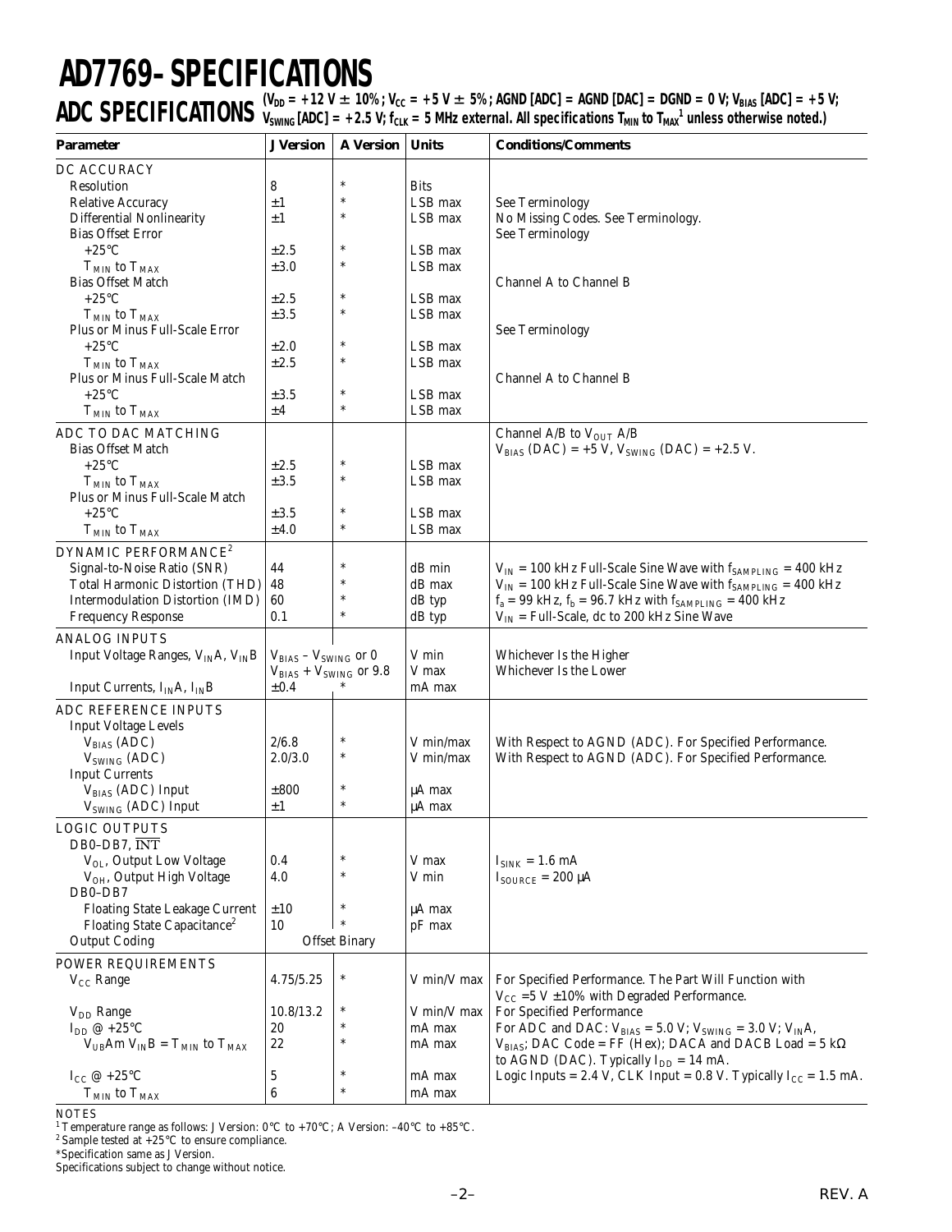# AD7769–SPECIFICATIONS

## ADC SPECIFICATIONS

($V_{DD}$ = +12 V ± 10%; $V_{CC}$ = +5 V ± 5%; AGND [ADC] = AGND [DAC] = DGND = 0 V; $V_{BIAS}$ [ADC] = +5 V; $V_{SWING}$ [ADC] = +2.5 V; $f_{CLK}$ = 5 MHz external. All specifications $T_{MIN}$ to $T_{MAX}$[1] unless otherwise noted.)

| Parameter | J Version | A Version | Units | Conditions/Comments |
|---|---|---|---|---|
| **DC ACCURACY** | | | | |
| Resolution | 8 | * | Bits | |
| Relative Accuracy | ±1 | * | LSB max | See Terminology |
| Differential Nonlinearity | ±1 | * | LSB max | No Missing Codes. See Terminology. |
| Bias Offset Error | | | | See Terminology |
| +25°C | ±2.5 | * | LSB max | |
| $T_{MIN}$ to $T_{MAX}$ | ±3.0 | * | LSB max | |
| Bias Offset Match | | | | Channel A to Channel B |
| +25°C | ±2.5 | * | LSB max | |
| $T_{MIN}$ to $T_{MAX}$ | ±3.5 | * | LSB max | |
| Plus or Minus Full-Scale Error | | | | See Terminology |
| +25°C | ±2.0 | * | LSB max | |
| $T_{MIN}$ to $T_{MAX}$ | ±2.5 | * | LSB max | |
| Plus or Minus Full-Scale Match | | | | Channel A to Channel B |
| +25°C | ±3.5 | * | LSB max | |
| $T_{MIN}$ to $T_{MAX}$ | ±4 | * | LSB max | |
| **ADC TO DAC MATCHING** | | | | Channel A/B to $V_{OUT}$ A/B |
| Bias Offset Match | | | | $V_{BIAS}$ (DAC) = +5 V, $V_{SWING}$ (DAC) = +2.5 V. |
| +25°C | ±2.5 | * | LSB max | |
| $T_{MIN}$ to $T_{MAX}$ | ±3.5 | * | LSB max | |
| Plus or Minus Full-Scale Match | | | | |
| +25°C | ±3.5 | * | LSB max | |
| $T_{MIN}$ to $T_{MAX}$ | ±4.0 | * | LSB max | |
| **DYNAMIC PERFORMANCE**[2] | | | | |
| Signal-to-Noise Ratio (SNR) | 44 | * | dB min | $V_{IN}$ = 100 kHz Full-Scale Sine Wave with $f_{SAMPLING}$ = 400 kHz |
| Total Harmonic Distortion (THD) | 48 | * | dB max | $V_{IN}$ = 100 kHz Full-Scale Sine Wave with $f_{SAMPLING}$ = 400 kHz |
| Intermodulation Distortion (IMD) | 60 | * | dB typ | $f_a$ = 99 kHz, $f_b$ = 96.7 kHz with $f_{SAMPLING}$ = 400 kHz |
| Frequency Response | 0.1 | * | dB typ | $V_{IN}$ = Full-Scale, dc to 200 kHz Sine Wave |
| **ANALOG INPUTS** | | | | |
| Input Voltage Ranges, $V_{IN}A$, $V_{IN}B$ | $V_{BIAS} - V_{SWING}$ or 0 | | V min | Whichever Is the Higher |
| | $V_{BIAS} + V_{SWING}$ or 9.8 | | V max | Whichever Is the Lower |
| Input Currents, $I_{IN}A$, $I_{IN}B$ | ±0.4 | * | mA max | |
| **ADC REFERENCE INPUTS** | | | | |
| Input Voltage Levels | | | | |
| $V_{BIAS}$ (ADC) | 2/6.8 | * | V min/max | With Respect to AGND (ADC). For Specified Performance. |
| $V_{SWING}$ (ADC) | 2.0/3.0 | * | V min/max | With Respect to AGND (ADC). For Specified Performance. |
| Input Currents | | | | |
| $V_{BIAS}$ (ADC) Input | ±800 | * | µA max | |
| $V_{SWING}$ (ADC) Input | ±1 | * | µA max | |
| **LOGIC OUTPUTS** | | | | |
| DB0–DB7, $\overline{INT}$ | | | | |
| $V_{OL}$, Output Low Voltage | 0.4 | * | V max | $I_{SINK}$ = 1.6 mA |
| $V_{OH}$, Output High Voltage | 4.0 | * | V min | $I_{SOURCE}$ = 200 µA |
| DB0–DB7 | | | | |
| Floating State Leakage Current | ±10 | * | µA max | |
| Floating State Capacitance[2] | 10 | * | pF max | |
| Output Coding | Offset Binary | | | |
| **POWER REQUIREMENTS** | | | | |
| $V_{CC}$ Range | 4.75/5.25 | * | V min/V max | For Specified Performance. The Part Will Function with $V_{CC}$ =5 V ±10% with Degraded Performance. |
| $V_{DD}$ Range | 10.8/13.2 | * | V min/V max | For Specified Performance |
| $I_{DD}$ @ +25°C | 20 | * | mA max | For ADC and DAC: $V_{BIAS}$ = 5.0 V; $V_{SWING}$ = 3.0 V; $V_{IN}A$, |
| $V_{UB}Am\ V_{IN}B = T_{MIN}$ to $T_{MAX}$ | 22 | * | mA max | $V_{BIAS}$; DAC Code = FF (Hex); DACA and DACB Load = 5 kΩ to AGND (DAC). Typically $I_{DD}$ = 14 mA. |
| $I_{CC}$ @ +25°C | 5 | * | mA max | Logic Inputs = 2.4 V, CLK Input = 0.8 V. Typically $I_{CC}$ = 1.5 mA. |
| $T_{MIN}$ to $T_{MAX}$ | 6 | * | mA max | |

NOTES

[1] Temperature range as follows: J Version: 0°C to +70°C; A Version: –40°C to +85°C.

[2] Sample tested at +25°C to ensure compliance.

*Specification same as J Version.

Specifications subject to change without notice.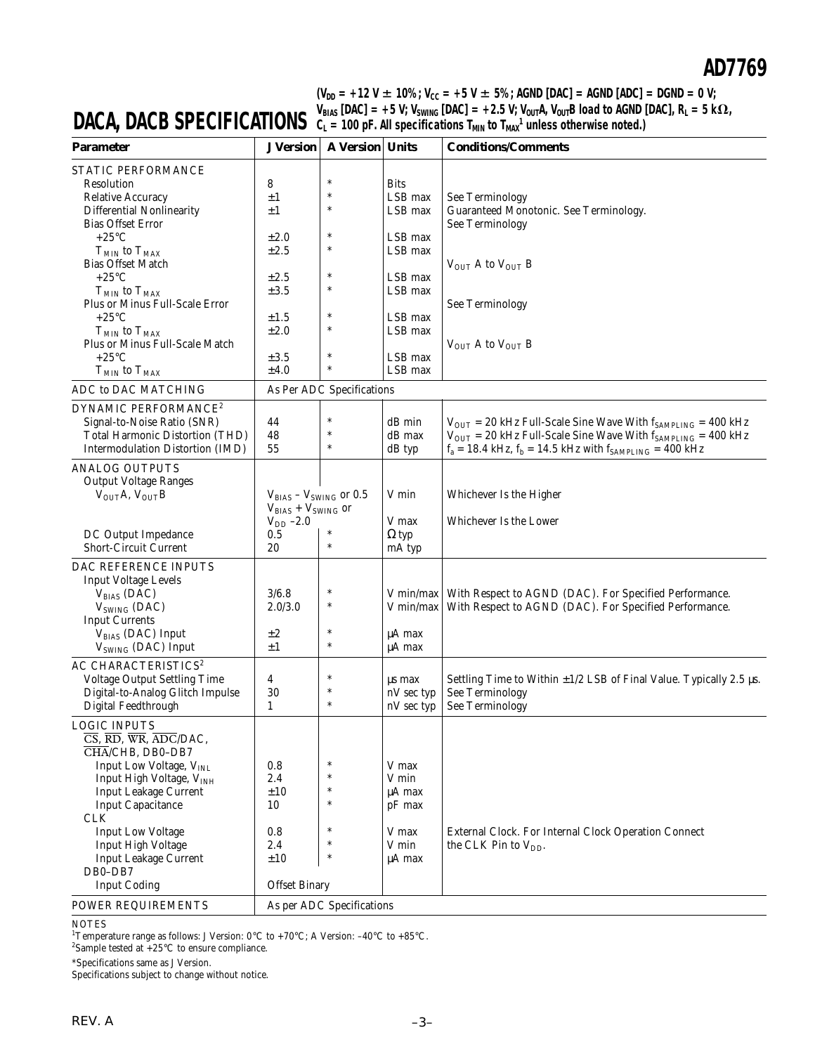# DACA, DACB SPECIFICATIONS

($V_{DD}$ = +12 V ± 10%; $V_{CC}$ = +5 V ± 5%; AGND [DAC] = AGND [ADC] = DGND = 0 V; $V_{BIAS}$ [DAC] = +5 V; $V_{SWING}$ [DAC] = +2.5 V; $V_{OUT}$A, $V_{OUT}$B load to AGND [DAC], $R_L$ = 5 kΩ, $C_L$ = 100 pF. All specifications $T_{MIN}$ to $T_{MAX}$[1] unless otherwise noted.)

| Parameter | J Version | A Version | Units | Conditions/Comments |
|---|---|---|---|---|
| **STATIC PERFORMANCE** | | | | |
| Resolution | 8 | * | Bits | |
| Relative Accuracy | ±1 | * | LSB max | See Terminology |
| Differential Nonlinearity | ±1 | * | LSB max | Guaranteed Monotonic. See Terminology. |
| Bias Offset Error | | | | See Terminology |
| +25°C | ±2.0 | * | LSB max | |
| $T_{MIN}$ to $T_{MAX}$ | ±2.5 | * | LSB max | |
| Bias Offset Match | | | | $V_{OUT}$ A to $V_{OUT}$ B |
| +25°C | ±2.5 | * | LSB max | |
| $T_{MIN}$ to $T_{MAX}$ | ±3.5 | * | LSB max | |
| Plus or Minus Full-Scale Error | | | | See Terminology |
| +25°C | ±1.5 | * | LSB max | |
| $T_{MIN}$ to $T_{MAX}$ | ±2.0 | * | LSB max | |
| Plus or Minus Full-Scale Match | | | | $V_{OUT}$ A to $V_{OUT}$ B |
| +25°C | ±3.5 | * | LSB max | |
| $T_{MIN}$ to $T_{MAX}$ | ±4.0 | * | LSB max | |
| **ADC to DAC MATCHING** | As Per ADC Specifications | | | |
| **DYNAMIC PERFORMANCE**[2] | | | | |
| Signal-to-Noise Ratio (SNR) | 44 | * | dB min | $V_{OUT}$ = 20 kHz Full-Scale Sine Wave With $f_{SAMPLING}$ = 400 kHz |
| Total Harmonic Distortion (THD) | 48 | * | dB max | $V_{OUT}$ = 20 kHz Full-Scale Sine Wave With $f_{SAMPLING}$ = 400 kHz |
| Intermodulation Distortion (IMD) | 55 | * | dB typ | $f_a$ = 18.4 kHz, $f_b$ = 14.5 kHz with $f_{SAMPLING}$ = 400 kHz |
| **ANALOG OUTPUTS** | | | | |
| Output Voltage Ranges | | | | |
| $V_{OUT}$A, $V_{OUT}$B | $V_{BIAS}$ – $V_{SWING}$ or 0.5 | | V min | Whichever Is the Higher |
| | $V_{BIAS}$ + $V_{SWING}$ or $V_{DD}$ –2.0 | | V max | Whichever Is the Lower |
| DC Output Impedance | 0.5 | * | Ω typ | |
| Short-Circuit Current | 20 | * | mA typ | |
| **DAC REFERENCE INPUTS** | | | | |
| Input Voltage Levels | | | | |
| $V_{BIAS}$ (DAC) | 3/6.8 | * | V min/max | With Respect to AGND (DAC). For Specified Performance. |
| $V_{SWING}$ (DAC) | 2.0/3.0 | * | V min/max | With Respect to AGND (DAC). For Specified Performance. |
| Input Currents | | | | |
| $V_{BIAS}$ (DAC) Input | ±2 | * | µA max | |
| $V_{SWING}$ (DAC) Input | ±1 | * | µA max | |
| **AC CHARACTERISTICS**[2] | | | | |
| Voltage Output Settling Time | 4 | * | µs max | Settling Time to Within ±1/2 LSB of Final Value. Typically 2.5 µs. |
| Digital-to-Analog Glitch Impulse | 30 | * | nV sec typ | See Terminology |
| Digital Feedthrough | 1 | * | nV sec typ | See Terminology |
| **LOGIC INPUTS** | | | | |
| $\overline{CS}$, $\overline{RD}$, $\overline{WR}$, $\overline{ADC}$/DAC, $\overline{CHA}$/CHB, DB0–DB7 | | | | |
| Input Low Voltage, $V_{INL}$ | 0.8 | * | V max | |
| Input High Voltage, $V_{INH}$ | 2.4 | * | V min | |
| Input Leakage Current | ±10 | * | µA max | |
| Input Capacitance | 10 | * | pF max | |
| CLK | | | | |
| Input Low Voltage | 0.8 | * | V max | External Clock. For Internal Clock Operation Connect |
| Input High Voltage | 2.4 | * | V min | the CLK Pin to $V_{DD}$. |
| Input Leakage Current | ±10 | * | µA max | |
| DB0–DB7 | | | | |
| Input Coding | Offset Binary | | | |
| **POWER REQUIREMENTS** | As per ADC Specifications | | | |

NOTES

[1] Temperature range as follows: J Version: 0°C to +70°C; A Version: –40°C to +85°C.

[2] Sample tested at +25°C to ensure compliance.

*Specifications same as J Version.

Specifications subject to change without notice.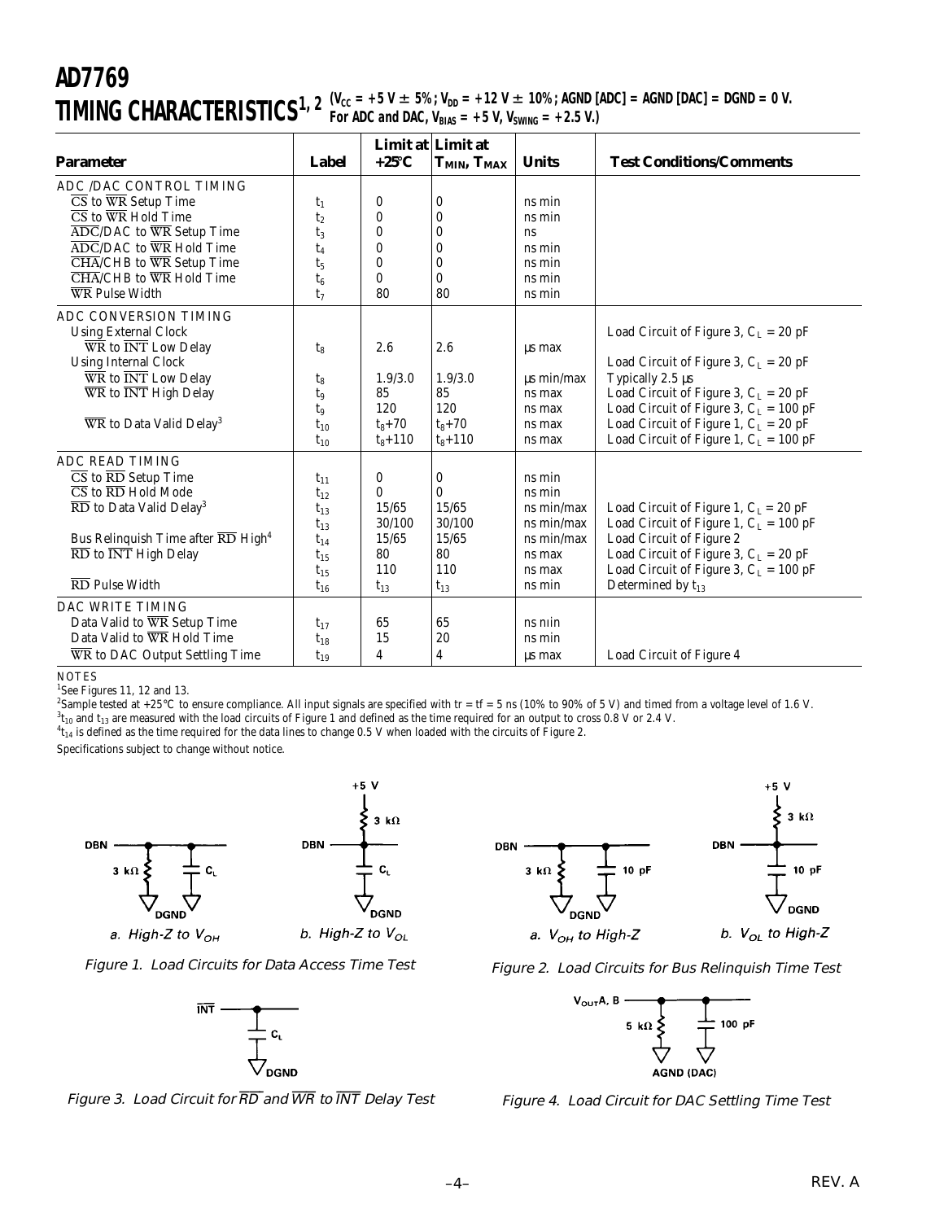# AD7769

## TIMING CHARACTERISTICS[1, 2]

($V_{CC}$ = +5 V ± 5%; $V_{DD}$ = +12 V ± 10%; AGND [ADC] = AGND [DAC] = DGND = 0 V. For ADC and DAC, $V_{BIAS}$ = +5 V, $V_{SWING}$ = +2.5 V.)

| Parameter | Label | Limit at +25°C | Limit at $T_{MIN}$, $T_{MAX}$ | Units | Test Conditions/Comments |
|---|---|---|---|---|---|
| **ADC /DAC CONTROL TIMING** | | | | | |
| $\overline{CS}$ to $\overline{WR}$ Setup Time | $t_1$ | 0 | 0 | ns min | |
| $\overline{CS}$ to $\overline{WR}$ Hold Time | $t_2$ | 0 | 0 | ns min | |
| $\overline{ADC}$/DAC to $\overline{WR}$ Setup Time | $t_3$ | 0 | 0 | ns | |
| $\overline{ADC}$/DAC to $\overline{WR}$ Hold Time | $t_4$ | 0 | 0 | ns min | |
| $\overline{CHA}$/CHB to $\overline{WR}$ Setup Time | $t_5$ | 0 | 0 | ns min | |
| $\overline{CHA}$/CHB to $\overline{WR}$ Hold Time | $t_6$ | 0 | 0 | ns min | |
| $\overline{WR}$ Pulse Width | $t_7$ | 80 | 80 | ns min | |
| **ADC CONVERSION TIMING** | | | | | |
| Using External Clock | | | | | Load Circuit of Figure 3, $C_L$ = 20 pF |
| $\overline{WR}$ to $\overline{INT}$ Low Delay | $t_8$ | 2.6 | 2.6 | μs max | |
| Using Internal Clock | | | | | Load Circuit of Figure 3, $C_L$ = 20 pF |
| $\overline{WR}$ to $\overline{INT}$ Low Delay | $t_8$ | 1.9/3.0 | 1.9/3.0 | μs min/max | Typically 2.5 μs |
| $\overline{WR}$ to $\overline{INT}$ High Delay | $t_9$ | 85 | 85 | ns max | Load Circuit of Figure 3, $C_L$ = 20 pF |
| | $t_9$ | 120 | 120 | ns max | Load Circuit of Figure 3, $C_L$ = 100 pF |
| $\overline{WR}$ to Data Valid Delay[3] | $t_{10}$ | $t_8$+70 | $t_8$+70 | ns max | Load Circuit of Figure 1, $C_L$ = 20 pF |
| | $t_{10}$ | $t_8$+110 | $t_8$+110 | ns max | Load Circuit of Figure 1, $C_L$ = 100 pF |
| **ADC READ TIMING** | | | | | |
| $\overline{CS}$ to $\overline{RD}$ Setup Time | $t_{11}$ | 0 | 0 | ns min | |
| $\overline{CS}$ to $\overline{RD}$ Hold Mode | $t_{12}$ | 0 | 0 | ns min | |
| $\overline{RD}$ to Data Valid Delay[3] | $t_{13}$ | 15/65 | 15/65 | ns min/max | Load Circuit of Figure 1, $C_L$ = 20 pF |
| | $t_{13}$ | 30/100 | 30/100 | ns min/max | Load Circuit of Figure 1, $C_L$ = 100 pF |
| Bus Relinquish Time after $\overline{RD}$ High[4] | $t_{14}$ | 15/65 | 15/65 | ns min/max | Load Circuit of Figure 2 |
| $\overline{RD}$ to $\overline{INT}$ High Delay | $t_{15}$ | 80 | 80 | ns max | Load Circuit of Figure 3, $C_L$ = 20 pF |
| | $t_{15}$ | 110 | 110 | ns max | Load Circuit of Figure 3, $C_L$ = 100 pF |
| $\overline{RD}$ Pulse Width | $t_{16}$ | $t_{13}$ | $t_{13}$ | ns min | Determined by $t_{13}$ |
| **DAC WRITE TIMING** | | | | | |
| Data Valid to $\overline{WR}$ Setup Time | $t_{17}$ | 65 | 65 | ns niin | |
| Data Valid to $\overline{WR}$ Hold Time | $t_{18}$ | 15 | 20 | ns min | |
| $\overline{WR}$ to DAC Output Settling Time | $t_{19}$ | 4 | 4 | μs max | Load Circuit of Figure 4 |

NOTES

[1]See Figures 11, 12 and 13.

[2]Sample tested at +25°C to ensure compliance. All input signals are specified with tr = tf = 5 ns (10% to 90% of 5 V) and timed from a voltage level of 1.6 V.

[3]$t_{10}$ and $t_{13}$ are measured with the load circuits of Figure 1 and defined as the time required for an output to cross 0.8 V or 2.4 V.

[4]$t_{14}$ is defined as the time required for the data lines to change 0.5 V when loaded with the circuits of Figure 2.

Specifications subject to change without notice.

a. High-Z to $V_{OH}$ b. High-Z to $V_{OL}$

Figure 1. Load Circuits for Data Access Time Test

a. $V_{OH}$ to High-Z b. $V_{OL}$ to High-Z

Figure 2. Load Circuits for Bus Relinquish Time Test

Figure 3. Load Circuit for $\overline{RD}$ and $\overline{WR}$ to $\overline{INT}$ Delay Test

Figure 4. Load Circuit for DAC Settling Time Test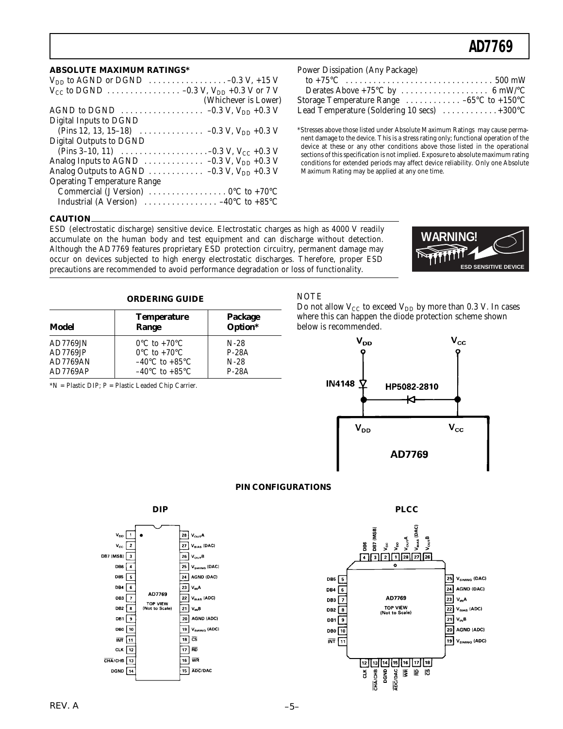## ABSOLUTE MAXIMUM RATINGS*

$V_{DD}$ to AGND or DGND . . . . . . . . . . . . . . . . . –0.3 V, +15 V
$V_{CC}$ to DGND . . . . . . . . . . . . . . . . –0.3 V, $V_{DD}$ +0.3 V or 7 V (Whichever is Lower)
AGND to DGND . . . . . . . . . . . . . . . . . . –0.3 V, $V_{DD}$ +0.3 V
Digital Inputs to DGND
(Pins 12, 13, 15–18) . . . . . . . . . . . . . . –0.3 V, $V_{DD}$ +0.3 V
Digital Outputs to DGND
(Pins 3–10, 11) . . . . . . . . . . . . . . . . . . .–0.3 V, $V_{CC}$ +0.3 V
Analog Inputs to AGND . . . . . . . . . . . . . –0.3 V, $V_{DD}$ +0.3 V
Analog Outputs to AGND . . . . . . . . . . . . –0.3 V, $V_{DD}$ +0.3 V
Operating Temperature Range
Commercial (J Version) . . . . . . . . . . . . . . . . . 0°C to +70°C
Industrial (A Version) . . . . . . . . . . . . . . . . –40°C to +85°C
Power Dissipation (Any Package)
to +75°C . . . . . . . . . . . . . . . . . . . . . . . . . . . . . . . . 500 mW
Derates Above +75°C by . . . . . . . . . . . . . . . . . . . 6 mW/°C
Storage Temperature Range . . . . . . . . . . . . –65°C to +150°C
Lead Temperature (Soldering 10 secs) . . . . . . . . . . . .+300°C

*Stresses above those listed under Absolute Maximum Ratings may cause permanent damage to the device. This is a stress rating only; functional operation of the device at these or any other conditions above those listed in the operational sections of this specification is not implied. Exposure to absolute maximum rating conditions for extended periods may affect device reliability. Only one Absolute Maximum Rating may be applied at any one time.

### CAUTION

ESD (electrostatic discharge) sensitive device. Electrostatic charges as high as 4000 V readily accumulate on the human body and test equipment and can discharge without detection. Although the AD7769 features proprietary ESD protection circuitry, permanent damage may occur on devices subjected to high energy electrostatic discharges. Therefore, proper ESD precautions are recommended to avoid performance degradation or loss of functionality.

WARNING!
ESD SENSITIVE DEVICE

### ORDERING GUIDE

| Model | Temperature Range | Package Option* |
|---|---|---|
| AD7769JN | 0°C to +70°C | N-28 |
| AD7769JP | 0°C to +70°C | P-28A |
| AD7769AN | –40°C to +85°C | N-28 |
| AD7769AP | –40°C to +85°C | P-28A |

*N = Plastic DIP; P = Plastic Leaded Chip Carrier.

NOTE

Do not allow $V_{CC}$ to exceed $V_{DD}$ by more than 0.3 V. In cases where this can happen the diode protection scheme shown below is recommended.

$V_{DD}$ $V_{CC}$
IN4148 HP5082-2810
$V_{DD}$ $V_{CC}$
AD7769

### PIN CONFIGURATIONS

**DIP**

| Pin | Name | Pin | Name |
|---|---|---|---|
| 1 | $V_{DD}$ | 28 | $V_{OUT}A$ |
| 2 | $V_{CC}$ | 27 | $V_{BIAS}$ (DAC) |
| 3 | DB7 (MSB) | 26 | $V_{OUT}B$ |
| 4 | DB6 | 25 | $V_{SWING}$ (DAC) |
| 5 | DB5 | 24 | AGND (DAC) |
| 6 | DB4 | 23 | $V_{IN}A$ |
| 7 | DB3 | 22 | $V_{BIAS}$ (ADC) |
| 8 | DB2 | 21 | $V_{IN}B$ |
| 9 | DB1 | 20 | AGND (ADC) |
| 10 | DB0 | 19 | $V_{SWING}$ (ADC) |
| 11 | INT | 18 | CS |
| 12 | CLK | 17 | RD |
| 13 | CHA/CHB | 16 | WR |
| 14 | DGND | 15 | ADC/DAC |

AD7769 TOP VIEW (Not to Scale)

**PLCC**

| Pin | Name | Pin | Name |
|---|---|---|---|
| 1 | $V_{DD}$ | 15 | ADC/DAC |
| 2 | $V_{CC}$ | 16 | WR |
| 3 | DB7 (MSB) | 17 | RD |
| 4 | DB6 | 18 | CS |
| 5 | DB5 | 19 | $V_{SWING}$ (ADC) |
| 6 | DB4 | 20 | AGND (ADC) |
| 7 | DB3 | 21 | $V_{IN}B$ |
| 8 | DB2 | 22 | $V_{BIAS}$ (ADC) |
| 9 | DB1 | 23 | $V_{IN}A$ |
| 10 | DB0 | 24 | AGND (DAC) |
| 11 | INT | 25 | $V_{SWING}$ (DAC) |
| 12 | CLK | 26 | $V_{OUT}B$ |
| 13 | CHA/CHB | 27 | $V_{BIAS}$ (DAC) |
| 14 | DGND | 28 | $V_{OUT}A$ |

AD7769 TOP VIEW (Not to Scale)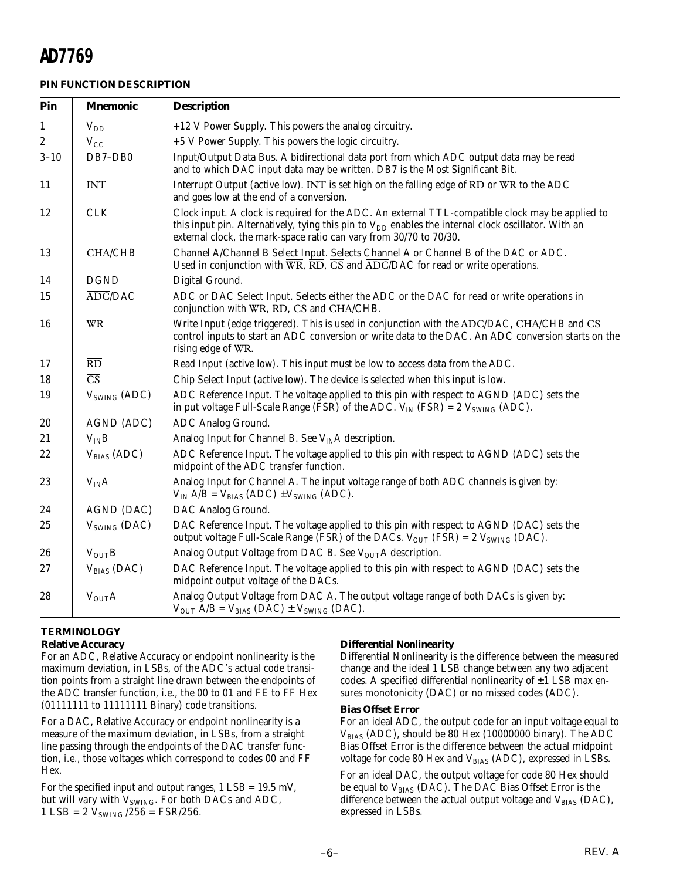## PIN FUNCTION DESCRIPTION

| Pin | Mnemonic | Description |
|---|---|---|
| 1 | $V_{DD}$ | +12 V Power Supply. This powers the analog circuitry. |
| 2 | $V_{CC}$ | +5 V Power Supply. This powers the logic circuitry. |
| 3–10 | DB7–DB0 | Input/Output Data Bus. A bidirectional data port from which ADC output data may be read and to which DAC input data may be written. DB7 is the Most Significant Bit. |
| 11 | $\overline{INT}$ | Interrupt Output (active low). $\overline{INT}$ is set high on the falling edge of $\overline{RD}$ or $\overline{WR}$ to the ADC and goes low at the end of a conversion. |
| 12 | CLK | Clock input. A clock is required for the ADC. An external TTL-compatible clock may be applied to this input pin. Alternatively, tying this pin to $V_{DD}$ enables the internal clock oscillator. With an external clock, the mark-space ratio can vary from 30/70 to 70/30. |
| 13 | $\overline{CHA}$/CHB | Channel A/Channel B Select Input. Selects Channel A or Channel B of the DAC or ADC. Used in conjunction with $\overline{WR}$, $\overline{RD}$, $\overline{CS}$ and $\overline{ADC}$/DAC for read or write operations. |
| 14 | DGND | Digital Ground. |
| 15 | $\overline{ADC}$/DAC | ADC or DAC Select Input. Selects either the ADC or the DAC for read or write operations in conjunction with $\overline{WR}$, $\overline{RD}$, $\overline{CS}$ and $\overline{CHA}$/CHB. |
| 16 | $\overline{WR}$ | Write Input (edge triggered). This is used in conjunction with the $\overline{ADC}$/DAC, $\overline{CHA}$/CHB and $\overline{CS}$ control inputs to start an ADC conversion or write data to the DAC. An ADC conversion starts on the rising edge of $\overline{WR}$. |
| 17 | $\overline{RD}$ | Read Input (active low). This input must be low to access data from the ADC. |
| 18 | $\overline{CS}$ | Chip Select Input (active low). The device is selected when this input is low. |
| 19 | $V_{SWING}$ (ADC) | ADC Reference Input. The voltage applied to this pin with respect to AGND (ADC) sets the in put voltage Full-Scale Range (FSR) of the ADC. $V_{IN}$ (FSR) = 2 $V_{SWING}$ (ADC). |
| 20 | AGND (ADC) | ADC Analog Ground. |
| 21 | $V_{IN}B$ | Analog Input for Channel B. See $V_{IN}A$ description. |
| 22 | $V_{BIAS}$ (ADC) | ADC Reference Input. The voltage applied to this pin with respect to AGND (ADC) sets the midpoint of the ADC transfer function. |
| 23 | $V_{IN}A$ | Analog Input for Channel A. The input voltage range of both ADC channels is given by: $V_{IN}$ A/B = $V_{BIAS}$ (ADC) ± $V_{SWING}$ (ADC). |
| 24 | AGND (DAC) | DAC Analog Ground. |
| 25 | $V_{SWING}$ (DAC) | DAC Reference Input. The voltage applied to this pin with respect to AGND (DAC) sets the output voltage Full-Scale Range (FSR) of the DACs. $V_{OUT}$ (FSR) = 2 $V_{SWING}$ (DAC). |
| 26 | $V_{OUT}B$ | Analog Output Voltage from DAC B. See $V_{OUT}A$ description. |
| 27 | $V_{BIAS}$ (DAC) | DAC Reference Input. The voltage applied to this pin with respect to AGND (DAC) sets the midpoint output voltage of the DACs. |
| 28 | $V_{OUT}A$ | Analog Output Voltage from DAC A. The output voltage range of both DACs is given by: $V_{OUT}$ A/B = $V_{BIAS}$ (DAC) ± $V_{SWING}$ (DAC). |

## TERMINOLOGY

### Relative Accuracy

For an ADC, Relative Accuracy or endpoint nonlinearity is the maximum deviation, in LSBs, of the ADC's actual code transition points from a straight line drawn between the endpoints of the ADC transfer function, i.e., the 00 to 01 and FE to FF Hex (01111111 to 11111111 Binary) code transitions.

For a DAC, Relative Accuracy or endpoint nonlinearity is a measure of the maximum deviation, in LSBs, from a straight line passing through the endpoints of the DAC transfer function, i.e., those voltages which correspond to codes 00 and FF Hex.

For the specified input and output ranges, 1 LSB = 19.5 mV, but will vary with $V_{SWING}$. For both DACs and ADC, 1 LSB = 2 $V_{SWING}$ /256 = FSR/256.

### Differential Nonlinearity

Differential Nonlinearity is the difference between the measured change and the ideal 1 LSB change between any two adjacent codes. A specified differential nonlinearity of ±1 LSB max ensures monotonicity (DAC) or no missed codes (ADC).

### Bias Offset Error

For an ideal ADC, the output code for an input voltage equal to $V_{BIAS}$ (ADC), should be 80 Hex (10000000 binary). The ADC Bias Offset Error is the difference between the actual midpoint voltage for code 80 Hex and $V_{BIAS}$ (ADC), expressed in LSBs.

For an ideal DAC, the output voltage for code 80 Hex should be equal to $V_{BIAS}$ (DAC). The DAC Bias Offset Error is the difference between the actual output voltage and $V_{BIAS}$ (DAC), expressed in LSBs.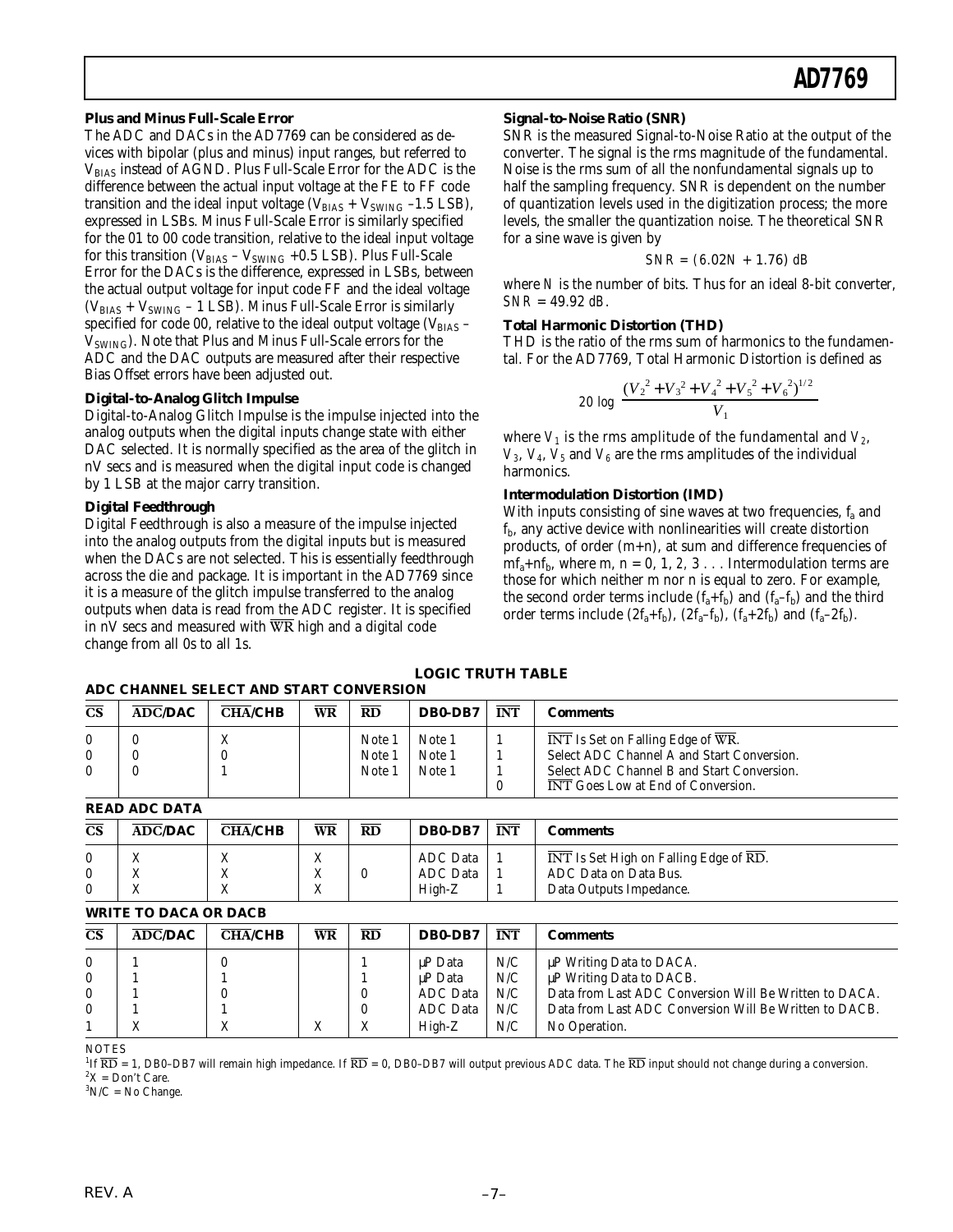### Plus and Minus Full-Scale Error

The ADC and DACs in the AD7769 can be considered as devices with bipolar (plus and minus) input ranges, but referred to $V_{BIAS}$ instead of AGND. Plus Full-Scale Error for the ADC is the difference between the actual input voltage at the FE to FF code transition and the ideal input voltage ($V_{BIAS} + V_{SWING}$ –1.5 LSB), expressed in LSBs. Minus Full-Scale Error is similarly specified for the 01 to 00 code transition, relative to the ideal input voltage for this transition ($V_{BIAS} - V_{SWING}$ +0.5 LSB). Plus Full-Scale Error for the DACs is the difference, expressed in LSBs, between the actual output voltage for input code FF and the ideal voltage ($V_{BIAS} + V_{SWING}$ – 1 LSB). Minus Full-Scale Error is similarly specified for code 00, relative to the ideal output voltage ($V_{BIAS} - V_{SWING}$). Note that Plus and Minus Full-Scale errors for the ADC and the DAC outputs are measured after their respective Bias Offset errors have been adjusted out.

### Digital-to-Analog Glitch Impulse

Digital-to-Analog Glitch Impulse is the impulse injected into the analog outputs when the digital inputs change state with either DAC selected. It is normally specified as the area of the glitch in nV secs and is measured when the digital input code is changed by 1 LSB at the major carry transition.

### Digital Feedthrough

Digital Feedthrough is also a measure of the impulse injected into the analog outputs from the digital inputs but is measured when the DACs are not selected. This is essentially feedthrough across the die and package. It is important in the AD7769 since it is a measure of the glitch impulse transferred to the analog outputs when data is read from the ADC register. It is specified in nV secs and measured with $\overline{WR}$ high and a digital code change from all 0s to all 1s.

### Signal-to-Noise Ratio (SNR)

SNR is the measured Signal-to-Noise Ratio at the output of the converter. The signal is the rms magnitude of the fundamental. Noise is the rms sum of all the nonfundamental signals up to half the sampling frequency. SNR is dependent on the number of quantization levels used in the digitization process; the more levels, the smaller the quantization noise. The theoretical SNR for a sine wave is given by

$$SNR = (6.02N + 1.76)\ dB$$

where $N$ is the number of bits. Thus for an ideal 8-bit converter, $SNR = 49.92$ dB.

### Total Harmonic Distortion (THD)

THD is the ratio of the rms sum of harmonics to the fundamental. For the AD7769, Total Harmonic Distortion is defined as

$$20 \log \frac{(V_2^2 + V_3^2 + V_4^2 + V_5^2 + V_6^2)^{1/2}}{V_1}$$

where $V_1$ is the rms amplitude of the fundamental and $V_2$, $V_3$, $V_4$, $V_5$ and $V_6$ are the rms amplitudes of the individual harmonics.

### Intermodulation Distortion (IMD)

With inputs consisting of sine waves at two frequencies, $f_a$ and $f_b$, any active device with nonlinearities will create distortion products, of order (m+n), at sum and difference frequencies of $mf_a+nf_b$, where m, n = 0, 1, 2, 3 . . . Intermodulation terms are those for which neither m nor n is equal to zero. For example, the second order terms include $(f_a+f_b)$ and $(f_a–f_b)$ and the third order terms include $(2f_a+f_b)$, $(2f_a–f_b)$, $(f_a+2f_b)$ and $(f_a–2f_b)$.

## LOGIC TRUTH TABLE

**ADC CHANNEL SELECT AND START CONVERSION**

| $\overline{CS}$ | $\overline{ADC}$/DAC | $\overline{CHA}$/CHB | $\overline{WR}$ | $\overline{RD}$ | DB0-DB7 | $\overline{INT}$ | Comments |
|---|---|---|---|---|---|---|---|
| 0 | 0 | X | | Note 1 | Note 1 | 1 | $\overline{INT}$ Is Set on Falling Edge of $\overline{WR}$. |
| 0 | 0 | 0 | | Note 1 | Note 1 | 1 | Select ADC Channel A and Start Conversion. |
| 0 | 0 | 1 | | Note 1 | Note 1 | 1 | Select ADC Channel B and Start Conversion. |
| | | | | | | 0 | $\overline{INT}$ Goes Low at End of Conversion. |

**READ ADC DATA**

| $\overline{CS}$ | $\overline{ADC}$/DAC | $\overline{CHA}$/CHB | $\overline{WR}$ | $\overline{RD}$ | DB0-DB7 | $\overline{INT}$ | Comments |
|---|---|---|---|---|---|---|---|
| 0 | X | X | X | | ADC Data | 1 | $\overline{INT}$ Is Set High on Falling Edge of $\overline{RD}$. |
| 0 | X | X | X | 0 | ADC Data | 1 | ADC Data on Data Bus. |
| 0 | X | X | X | | High-Z | 1 | Data Outputs Impedance. |

**WRITE TO DACA OR DACB**

| $\overline{CS}$ | $\overline{ADC}$/DAC | $\overline{CHA}$/CHB | $\overline{WR}$ | $\overline{RD}$ | DB0-DB7 | $\overline{INT}$ | Comments |
|---|---|---|---|---|---|---|---|
| 0 | 1 | 0 | | 1 | µP Data | N/C | µP Writing Data to DACA. |
| 0 | 1 | 1 | | 1 | µP Data | N/C | µP Writing Data to DACB. |
| 0 | 1 | 0 | | 0 | ADC Data | N/C | Data from Last ADC Conversion Will Be Written to DACA. |
| 0 | 1 | 1 | | 0 | ADC Data | N/C | Data from Last ADC Conversion Will Be Written to DACB. |
| 1 | X | X | X | X | High-Z | N/C | No Operation. |

NOTES

[1]If $\overline{RD}$ = 1, DB0–DB7 will remain high impedance. If $\overline{RD}$ = 0, DB0–DB7 will output previous ADC data. The $\overline{RD}$ input should not change during a conversion.

[2]X = Don't Care.

[3]N/C = No Change.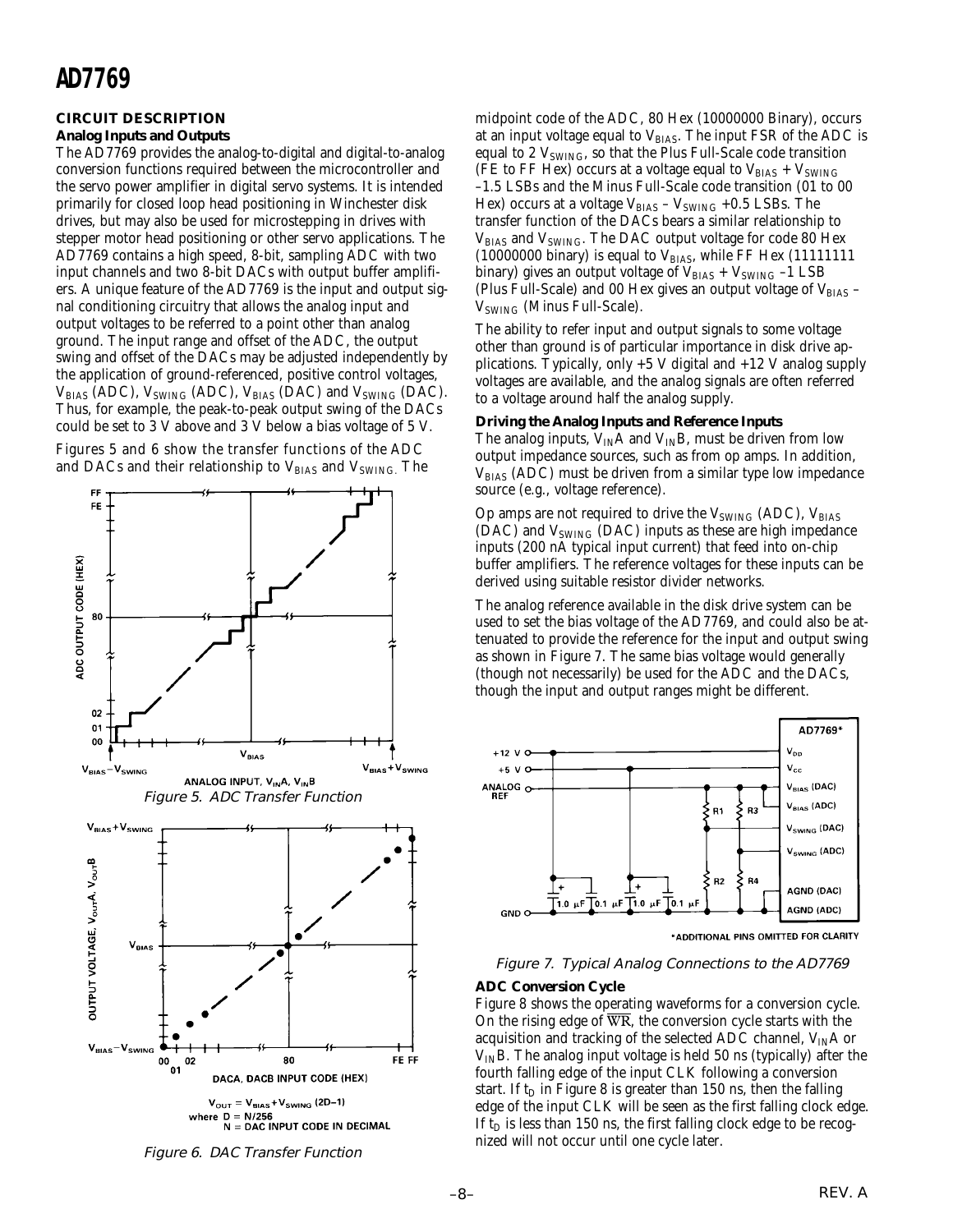## CIRCUIT DESCRIPTION

### Analog Inputs and Outputs

The AD7769 provides the analog-to-digital and digital-to-analog conversion functions required between the microcontroller and the servo power amplifier in digital servo systems. It is intended primarily for closed loop head positioning in Winchester disk drives, but may also be used for microstepping in drives with stepper motor head positioning or other servo applications. The AD7769 contains a high speed, 8-bit, sampling ADC with two input channels and two 8-bit DACs with output buffer amplifiers. A unique feature of the AD7769 is the input and output signal conditioning circuitry that allows the analog input and output voltages to be referred to a point other than analog ground. The input range and offset of the ADC, the output swing and offset of the DACs may be adjusted independently by the application of ground-referenced, positive control voltages, $V_{BIAS}$ (ADC), $V_{SWING}$ (ADC), $V_{BIAS}$ (DAC) and $V_{SWING}$ (DAC). Thus, for example, the peak-to-peak output swing of the DACs could be set to 3 V above and 3 V below a bias voltage of 5 V.

Figures 5 and 6 show the transfer functions of the ADC and DACs and their relationship to $V_{BIAS}$ and $V_{SWING}$. The midpoint code of the ADC, 80 Hex (10000000 Binary), occurs at an input voltage equal to $V_{BIAS}$. The input FSR of the ADC is equal to 2 $V_{SWING}$, so that the Plus Full-Scale code transition (FE to FF Hex) occurs at a voltage equal to $V_{BIAS} + V_{SWING}$ –1.5 LSBs and the Minus Full-Scale code transition (01 to 00 Hex) occurs at a voltage $V_{BIAS} - V_{SWING}$ +0.5 LSBs. The transfer function of the DACs bears a similar relationship to $V_{BIAS}$ and $V_{SWING}$. The DAC output voltage for code 80 Hex (10000000 binary) is equal to $V_{BIAS}$, while FF Hex (11111111 binary) gives an output voltage of $V_{BIAS} + V_{SWING}$ –1 LSB (Plus Full-Scale) and 00 Hex gives an output voltage of $V_{BIAS} - V_{SWING}$ (Minus Full-Scale).

*Figure 5. ADC Transfer Function*

$$V_{OUT} = V_{BIAS} + V_{SWING}\,(2D-1)$$

where $D = N/256$
N = DAC INPUT CODE IN DECIMAL

*Figure 6. DAC Transfer Function*

The ability to refer input and output signals to some voltage other than ground is of particular importance in disk drive applications. Typically, only +5 V digital and +12 V analog supply voltages are available, and the analog signals are often referred to a voltage around half the analog supply.

### Driving the Analog Inputs and Reference Inputs

The analog inputs, $V_{IN}A$ and $V_{IN}B$, must be driven from low output impedance sources, such as from op amps. In addition, $V_{BIAS}$ (ADC) must be driven from a similar type low impedance source (e.g., voltage reference).

Op amps are not required to drive the $V_{SWING}$ (ADC), $V_{BIAS}$ (DAC) and $V_{SWING}$ (DAC) inputs as these are high impedance inputs (200 nA typical input current) that feed into on-chip buffer amplifiers. The reference voltages for these inputs can be derived using suitable resistor divider networks.

The analog reference available in the disk drive system can be used to set the bias voltage of the AD7769, and could also be attenuated to provide the reference for the input and output swing as shown in Figure 7. The same bias voltage would generally (though not necessarily) be used for the ADC and the DACs, though the input and output ranges might be different.

*ADDITIONAL PINS OMITTED FOR CLARITY

*Figure 7. Typical Analog Connections to the AD7769*

### ADC Conversion Cycle

Figure 8 shows the operating waveforms for a conversion cycle. On the rising edge of $\overline{WR}$, the conversion cycle starts with the acquisition and tracking of the selected ADC channel, $V_{IN}A$ or $V_{IN}B$. The analog input voltage is held 50 ns (typically) after the fourth falling edge of the input CLK following a conversion start. If $t_D$ in Figure 8 is greater than 150 ns, then the falling edge of the input CLK will be seen as the first falling clock edge. If $t_D$ is less than 150 ns, the first falling clock edge to be recognized will not occur until one cycle later.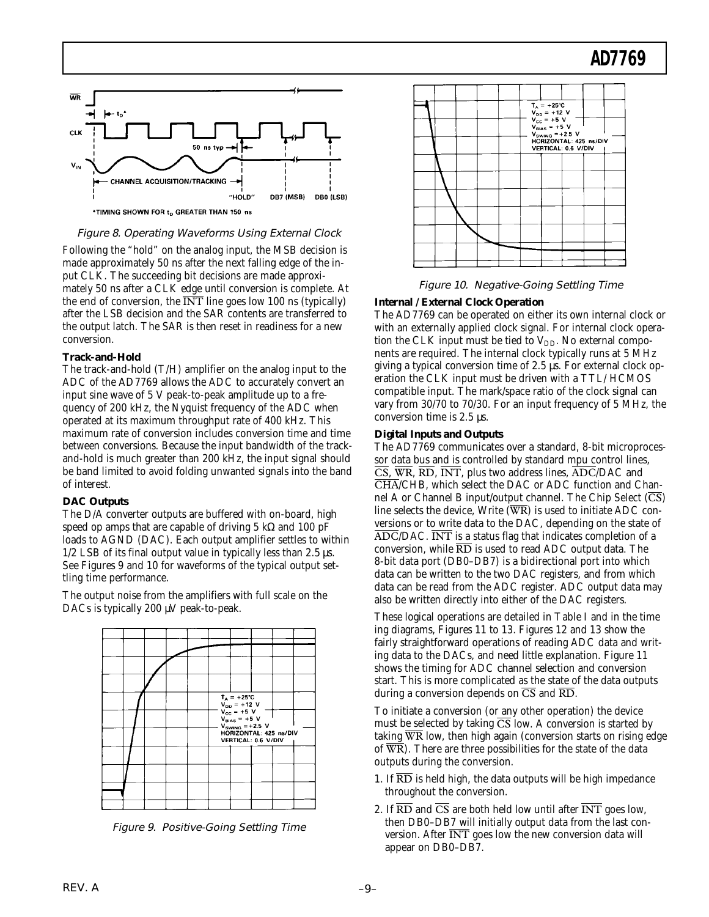Figure 8. Operating Waveforms Using External Clock

Following the "hold" on the analog input, the MSB decision is made approximately 50 ns after the next falling edge of the input CLK. The succeeding bit decisions are made approximately 50 ns after a CLK edge until conversion is complete. At the end of conversion, the $\overline{INT}$ line goes low 100 ns (typically) after the LSB decision and the SAR contents are transferred to the output latch. The SAR is then reset in readiness for a new conversion.

**Track-and-Hold**

The track-and-hold (T/H) amplifier on the analog input to the ADC of the AD7769 allows the ADC to accurately convert an input sine wave of 5 V peak-to-peak amplitude up to a frequency of 200 kHz, the Nyquist frequency of the ADC when operated at its maximum throughput rate of 400 kHz. This maximum rate of conversion includes conversion time and time between conversions. Because the input bandwidth of the track-and-hold is much greater than 200 kHz, the input signal should be band limited to avoid folding unwanted signals into the band of interest.

**DAC Outputs**

The D/A converter outputs are buffered with on-board, high speed op amps that are capable of driving 5 kΩ and 100 pF loads to AGND (DAC). Each output amplifier settles to within 1/2 LSB of its final output value in typically less than 2.5 µs. See Figures 9 and 10 for waveforms of the typical output settling time performance.

The output noise from the amplifiers with full scale on the DACs is typically 200 µV peak-to-peak.

Figure 9. Positive-Going Settling Time

Figure 10. Negative-Going Settling Time

**Internal /External Clock Operation**

The AD7769 can be operated on either its own internal clock or with an externally applied clock signal. For internal clock operation the CLK input must be tied to $V_{DD}$. No external components are required. The internal clock typically runs at 5 MHz giving a typical conversion time of 2.5 µs. For external clock operation the CLK input must be driven with a TTL/HCMOS compatible input. The mark/space ratio of the clock signal can vary from 30/70 to 70/30. For an input frequency of 5 MHz, the conversion time is 2.5 µs.

**Digital Inputs and Outputs**

The AD7769 communicates over a standard, 8-bit microprocessor data bus and is controlled by standard mpu control lines, $\overline{CS}$, $\overline{WR}$, $\overline{RD}$, $\overline{INT}$, plus two address lines, $\overline{ADC}$/DAC and $\overline{CHA}$/CHB, which select the DAC or ADC function and Channel A or Channel B input/output channel. The Chip Select ($\overline{CS}$) line selects the device, Write ($\overline{WR}$) is used to initiate ADC conversions or to write data to the DAC, depending on the state of $\overline{ADC}$/DAC. $\overline{INT}$ is a status flag that indicates completion of a conversion, while $\overline{RD}$ is used to read ADC output data. The 8-bit data port (DB0–DB7) is a bidirectional port into which data can be written to the two DAC registers, and from which data can be read from the ADC register. ADC output data may also be written directly into either of the DAC registers.

These logical operations are detailed in Table I and in the timing diagrams, Figures 11 to 13. Figures 12 and 13 show the fairly straightforward operations of reading ADC data and writing data to the DACs, and need little explanation. Figure 11 shows the timing for ADC channel selection and conversion start. This is more complicated as the state of the data outputs during a conversion depends on $\overline{CS}$ and $\overline{RD}$.

To initiate a conversion (or any other operation) the device must be selected by taking $\overline{CS}$ low. A conversion is started by taking $\overline{WR}$ low, then high again (conversion starts on rising edge of $\overline{WR}$). There are three possibilities for the state of the data outputs during the conversion.

1. If $\overline{RD}$ is held high, the data outputs will be high impedance throughout the conversion.
2. If $\overline{RD}$ and $\overline{CS}$ are both held low until after $\overline{INT}$ goes low, then DB0–DB7 will initially output data from the last conversion. After $\overline{INT}$ goes low the new conversion data will appear on DB0–DB7.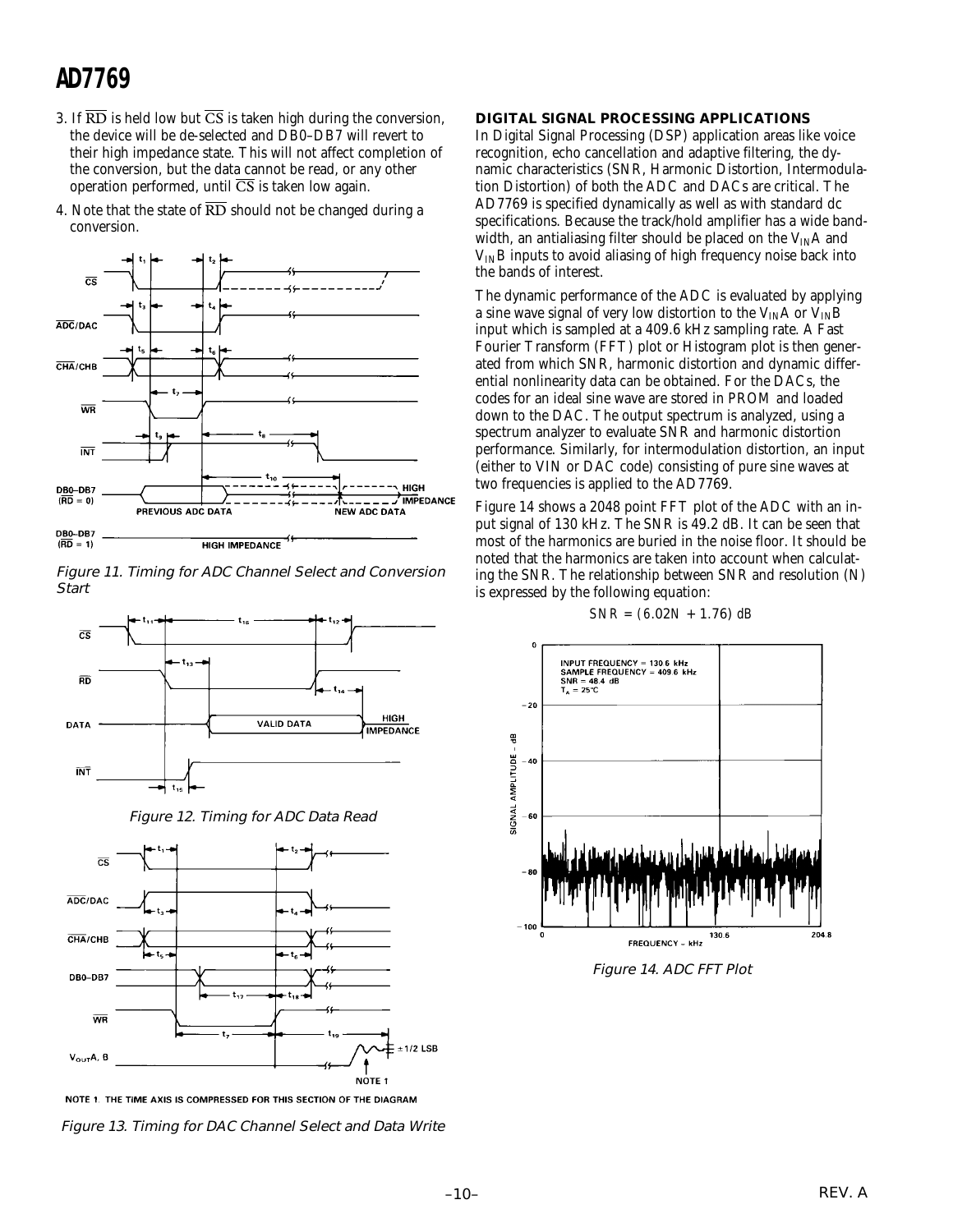3. If $\overline{RD}$ is held low but $\overline{CS}$ is taken high during the conversion, the device will be de-selected and DB0–DB7 will revert to their high impedance state. This will not affect completion of the conversion, but the data cannot be read, or any other operation performed, until $\overline{CS}$ is taken low again.
4. Note that the state of $\overline{RD}$ should not be changed during a conversion.

*Figure 11. Timing for ADC Channel Select and Conversion Start*

*Figure 12. Timing for ADC Data Read*

NOTE 1. THE TIME AXIS IS COMPRESSED FOR THIS SECTION OF THE DIAGRAM

*Figure 13. Timing for DAC Channel Select and Data Write*

## DIGITAL SIGNAL PROCESSING APPLICATIONS

In Digital Signal Processing (DSP) application areas like voice recognition, echo cancellation and adaptive filtering, the dynamic characteristics (SNR, Harmonic Distortion, Intermodulation Distortion) of both the ADC and DACs are critical. The AD7769 is specified dynamically as well as with standard dc specifications. Because the track/hold amplifier has a wide bandwidth, an antialiasing filter should be placed on the $V_{IN}A$ and $V_{IN}B$ inputs to avoid aliasing of high frequency noise back into the bands of interest.

The dynamic performance of the ADC is evaluated by applying a sine wave signal of very low distortion to the $V_{IN}A$ or $V_{IN}B$ input which is sampled at a 409.6 kHz sampling rate. A Fast Fourier Transform (FFT) plot or Histogram plot is then generated from which SNR, harmonic distortion and dynamic differential nonlinearity data can be obtained. For the DACs, the codes for an ideal sine wave are stored in PROM and loaded down to the DAC. The output spectrum is analyzed, using a spectrum analyzer to evaluate SNR and harmonic distortion performance. Similarly, for intermodulation distortion, an input (either to VIN or DAC code) consisting of pure sine waves at two frequencies is applied to the AD7769.

Figure 14 shows a 2048 point FFT plot of the ADC with an input signal of 130 kHz. The SNR is 49.2 dB. It can be seen that most of the harmonics are buried in the noise floor. It should be noted that the harmonics are taken into account when calculating the SNR. The relationship between SNR and resolution (N) is expressed by the following equation:

$$SNR = (6.02N + 1.76)\ dB$$

*Figure 14. ADC FFT Plot*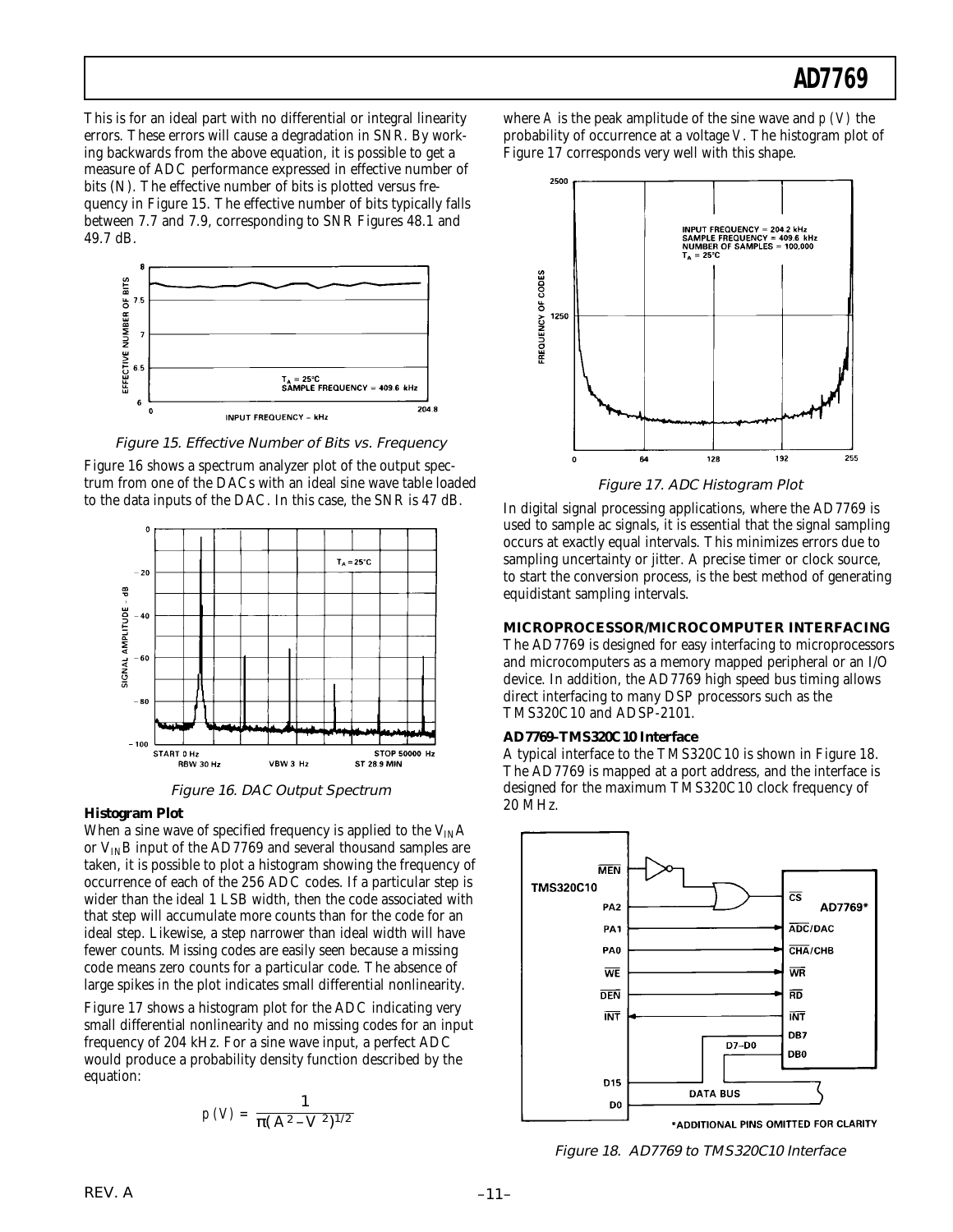This is for an ideal part with no differential or integral linearity errors. These errors will cause a degradation in SNR. By working backwards from the above equation, it is possible to get a measure of ADC performance expressed in effective number of bits (N). The effective number of bits is plotted versus frequency in Figure 15. The effective number of bits typically falls between 7.7 and 7.9, corresponding to SNR Figures 48.1 and 49.7 dB.

*Figure 15. Effective Number of Bits vs. Frequency*

Figure 16 shows a spectrum analyzer plot of the output spectrum from one of the DACs with an ideal sine wave table loaded to the data inputs of the DAC. In this case, the SNR is 47 dB.

*Figure 16. DAC Output Spectrum*

**Histogram Plot**

When a sine wave of specified frequency is applied to the $V_{IN}A$ or $V_{IN}B$ input of the AD7769 and several thousand samples are taken, it is possible to plot a histogram showing the frequency of occurrence of each of the 256 ADC codes. If a particular step is wider than the ideal 1 LSB width, then the code associated with that step will accumulate more counts than for the code for an ideal step. Likewise, a step narrower than ideal width will have fewer counts. Missing codes are easily seen because a missing code means zero counts for a particular code. The absence of large spikes in the plot indicates small differential nonlinearity.

Figure 17 shows a histogram plot for the ADC indicating very small differential nonlinearity and no missing codes for an input frequency of 204 kHz. For a sine wave input, a perfect ADC would produce a probability density function described by the equation:

$$p(V) = \frac{1}{\pi(A^2 - V^2)^{1/2}}$$

where $A$ is the peak amplitude of the sine wave and $p(V)$ the probability of occurrence at a voltage $V$. The histogram plot of Figure 17 corresponds very well with this shape.

*Figure 17. ADC Histogram Plot*

In digital signal processing applications, where the AD7769 is used to sample ac signals, it is essential that the signal sampling occurs at exactly equal intervals. This minimizes errors due to sampling uncertainty or jitter. A precise timer or clock source, to start the conversion process, is the best method of generating equidistant sampling intervals.

## MICROPROCESSOR/MICROCOMPUTER INTERFACING

The AD7769 is designed for easy interfacing to microprocessors and microcomputers as a memory mapped peripheral or an I/O device. In addition, the AD7769 high speed bus timing allows direct interfacing to many DSP processors such as the TMS320C10 and ADSP-2101.

**AD7769–TMS320C10 Interface**

A typical interface to the TMS320C10 is shown in Figure 18. The AD7769 is mapped at a port address, and the interface is designed for the maximum TMS320C10 clock frequency of 20 MHz.

*Figure 18. AD7769 to TMS320C10 Interface*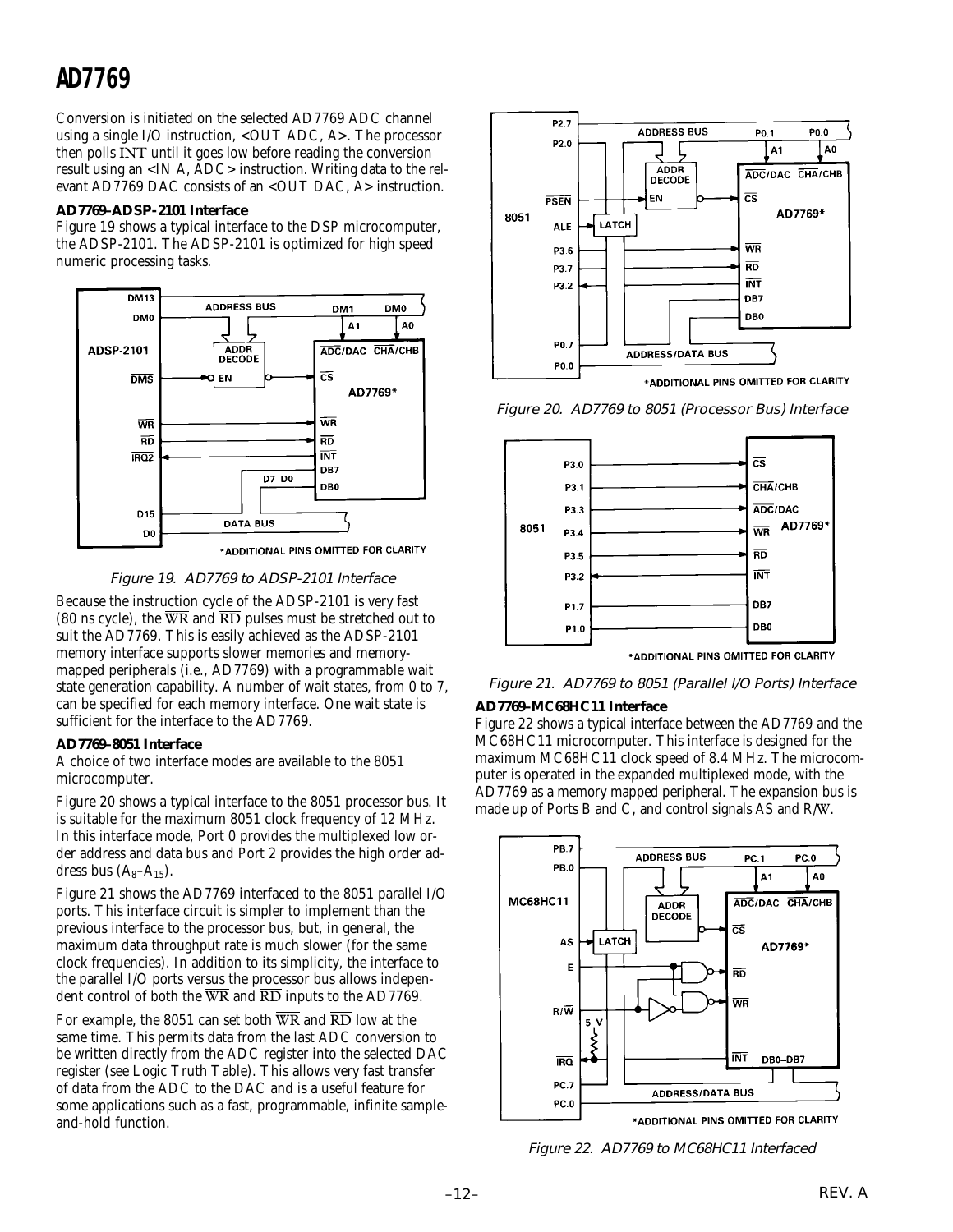Conversion is initiated on the selected AD7769 ADC channel using a single I/O instruction, <OUT ADC, A>. The processor then polls $\overline{INT}$ until it goes low before reading the conversion result using an <IN A, ADC> instruction. Writing data to the relevant AD7769 DAC consists of an <OUT DAC, A> instruction.

### AD7769–ADSP-2101 Interface

Figure 19 shows a typical interface to the DSP microcomputer, the ADSP-2101. The ADSP-2101 is optimized for high speed numeric processing tasks.

*Figure 19. AD7769 to ADSP-2101 Interface*

Because the instruction cycle of the ADSP-2101 is very fast (80 ns cycle), the $\overline{WR}$ and $\overline{RD}$ pulses must be stretched out to suit the AD7769. This is easily achieved as the ADSP-2101 memory interface supports slower memories and memory-mapped peripherals (i.e., AD7769) with a programmable wait state generation capability. A number of wait states, from 0 to 7, can be specified for each memory interface. One wait state is sufficient for the interface to the AD7769.

### AD7769–8051 Interface

A choice of two interface modes are available to the 8051 microcomputer.

Figure 20 shows a typical interface to the 8051 processor bus. It is suitable for the maximum 8051 clock frequency of 12 MHz. In this interface mode, Port 0 provides the multiplexed low order address and data bus and Port 2 provides the high order address bus ($A_8$–$A_{15}$).

Figure 21 shows the AD7769 interfaced to the 8051 parallel I/O ports. This interface circuit is simpler to implement than the previous interface to the processor bus, but, in general, the maximum data throughput rate is much slower (for the same clock frequencies). In addition to its simplicity, the interface to the parallel I/O ports versus the processor bus allows independent control of both the $\overline{WR}$ and $\overline{RD}$ inputs to the AD7769.

For example, the 8051 can set both $\overline{WR}$ and $\overline{RD}$ low at the same time. This permits data from the last ADC conversion to be written directly from the ADC register into the selected DAC register (see Logic Truth Table). This allows very fast transfer of data from the ADC to the DAC and is a useful feature for some applications such as a fast, programmable, infinite sample-and-hold function.

*Figure 20. AD7769 to 8051 (Processor Bus) Interface*

*Figure 21. AD7769 to 8051 (Parallel I/O Ports) Interface*

### AD7769–MC68HC11 Interface

Figure 22 shows a typical interface between the AD7769 and the MC68HC11 microcomputer. This interface is designed for the maximum MC68HC11 clock speed of 8.4 MHz. The microcomputer is operated in the expanded multiplexed mode, with the AD7769 as a memory mapped peripheral. The expansion bus is made up of Ports B and C, and control signals AS and R/$\overline{W}$.

*Figure 22. AD7769 to MC68HC11 Interfaced*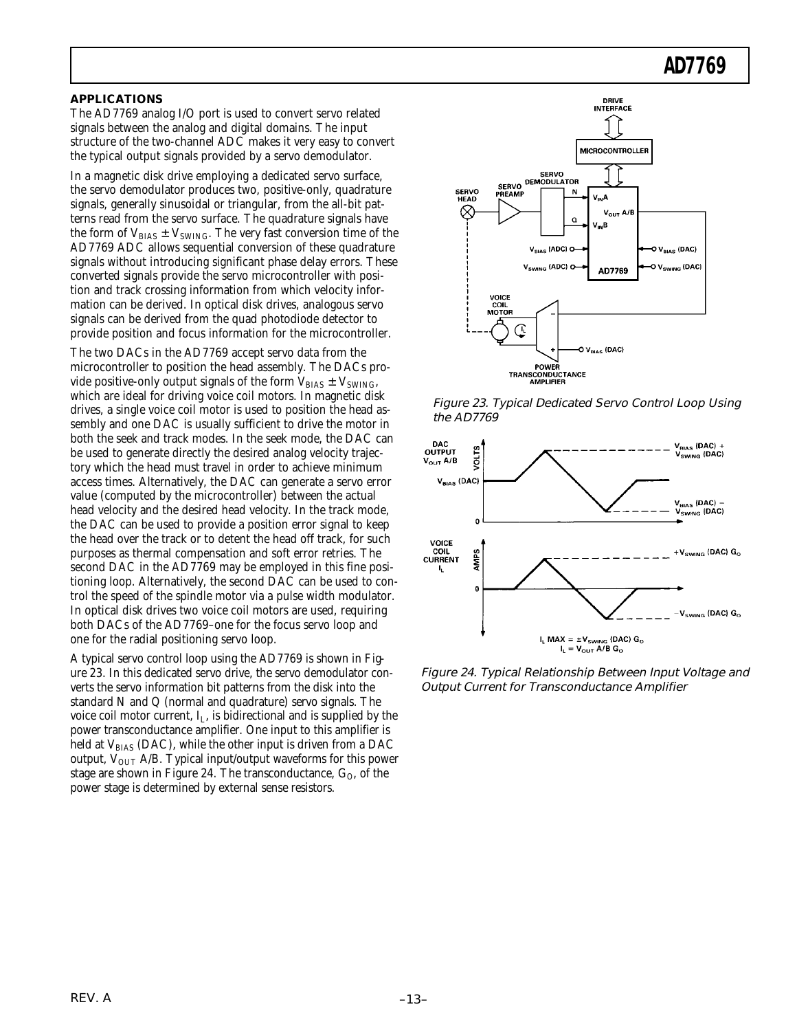## APPLICATIONS

The AD7769 analog I/O port is used to convert servo related signals between the analog and digital domains. The input structure of the two-channel ADC makes it very easy to convert the typical output signals provided by a servo demodulator.

In a magnetic disk drive employing a dedicated servo surface, the servo demodulator produces two, positive-only, quadrature signals, generally sinusoidal or triangular, from the all-bit patterns read from the servo surface. The quadrature signals have the form of $V_{BIAS} \pm V_{SWING}$. The very fast conversion time of the AD7769 ADC allows sequential conversion of these quadrature signals without introducing significant phase delay errors. These converted signals provide the servo microcontroller with position and track crossing information from which velocity information can be derived. In optical disk drives, analogous servo signals can be derived from the quad photodiode detector to provide position and focus information for the microcontroller.

The two DACs in the AD7769 accept servo data from the microcontroller to position the head assembly. The DACs provide positive-only output signals of the form $V_{BIAS} \pm V_{SWING}$, which are ideal for driving voice coil motors. In magnetic disk drives, a single voice coil motor is used to position the head assembly and one DAC is usually sufficient to drive the motor in both the seek and track modes. In the seek mode, the DAC can be used to generate directly the desired analog velocity trajectory which the head must travel in order to achieve minimum access times. Alternatively, the DAC can generate a servo error value (computed by the microcontroller) between the actual head velocity and the desired head velocity. In the track mode, the DAC can be used to provide a position error signal to keep the head over the track or to detent the head off track, for such purposes as thermal compensation and soft error retries. The second DAC in the AD7769 may be employed in this fine positioning loop. Alternatively, the second DAC can be used to control the speed of the spindle motor via a pulse width modulator. In optical disk drives two voice coil motors are used, requiring both DACs of the AD7769–one for the focus servo loop and one for the radial positioning servo loop.

A typical servo control loop using the AD7769 is shown in Figure 23. In this dedicated servo drive, the servo demodulator converts the servo information bit patterns from the disk into the standard N and Q (normal and quadrature) servo signals. The voice coil motor current, $I_L$, is bidirectional and is supplied by the power transconductance amplifier. One input to this amplifier is held at $V_{BIAS}$ (DAC), while the other input is driven from a DAC output, $V_{OUT}$ A/B. Typical input/output waveforms for this power stage are shown in Figure 24. The transconductance, $G_O$, of the power stage is determined by external sense resistors.

*Figure 23. Typical Dedicated Servo Control Loop Using the AD7769*

*Figure 24. Typical Relationship Between Input Voltage and Output Current for Transconductance Amplifier*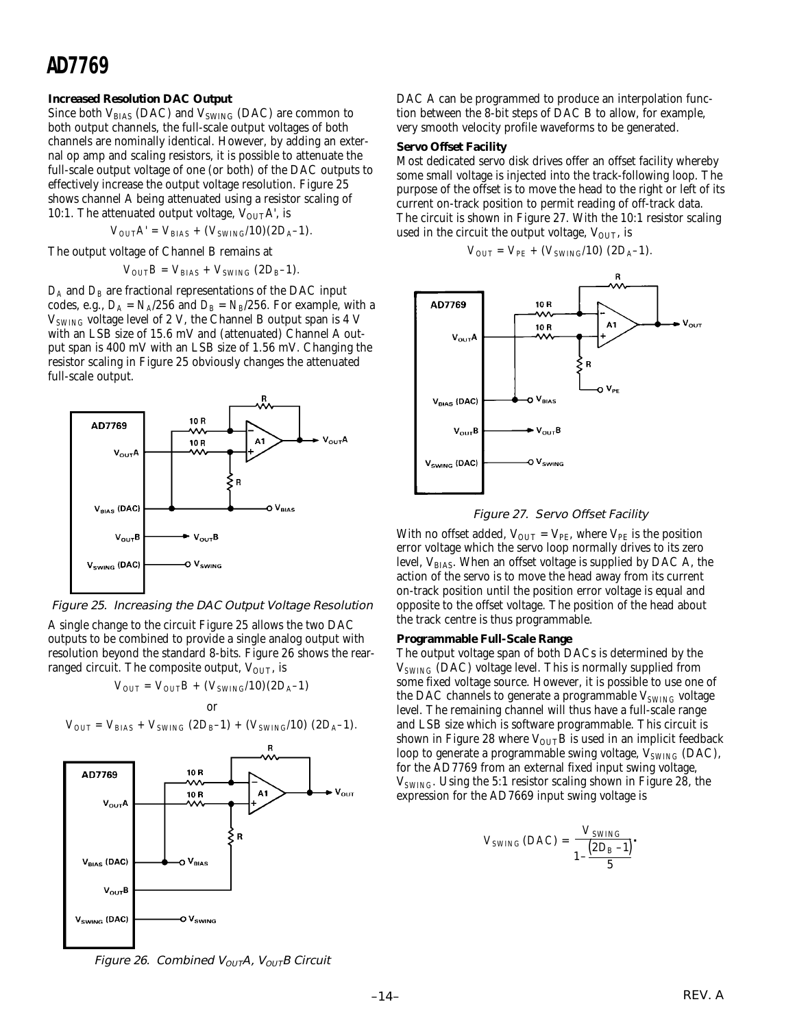### Increased Resolution DAC Output

Since both $V_{BIAS}$ (DAC) and $V_{SWING}$ (DAC) are common to both output channels, the full-scale output voltages of both channels are nominally identical. However, by adding an external op amp and scaling resistors, it is possible to attenuate the full-scale output voltage of one (or both) of the DAC outputs to effectively increase the output voltage resolution. Figure 25 shows channel A being attenuated using a resistor scaling of 10:1. The attenuated output voltage, $V_{OUT}A'$, is

$$V_{OUT}A' = V_{BIAS} + (V_{SWING}/10)(2D_A-1).$$

The output voltage of Channel B remains at

$$V_{OUT}B = V_{BIAS} + V_{SWING}\,(2D_B-1).$$

$D_A$ and $D_B$ are fractional representations of the DAC input codes, e.g., $D_A = N_A/256$ and $D_B = N_B/256$. For example, with a $V_{SWING}$ voltage level of 2 V, the Channel B output span is 4 V with an LSB size of 15.6 mV and (attenuated) Channel A output span is 400 mV with an LSB size of 1.56 mV. Changing the resistor scaling in Figure 25 obviously changes the attenuated full-scale output.

*Figure 25. Increasing the DAC Output Voltage Resolution*

A single change to the circuit Figure 25 allows the two DAC outputs to be combined to provide a single analog output with resolution beyond the standard 8-bits. Figure 26 shows the rearranged circuit. The composite output, $V_{OUT}$, is

$$V_{OUT} = V_{OUT}B + (V_{SWING}/10)(2D_A-1)$$

or

$$V_{OUT} = V_{BIAS} + V_{SWING}\,(2D_B-1) + (V_{SWING}/10)\,(2D_A-1).$$

*Figure 26. Combined $V_{OUT}A$, $V_{OUT}B$ Circuit*

DAC A can be programmed to produce an interpolation function between the 8-bit steps of DAC B to allow, for example, very smooth velocity profile waveforms to be generated.

### Servo Offset Facility

Most dedicated servo disk drives offer an offset facility whereby some small voltage is injected into the track-following loop. The purpose of the offset is to move the head to the right or left of its current on-track position to permit reading of off-track data. The circuit is shown in Figure 27. With the 10:1 resistor scaling used in the circuit the output voltage, $V_{OUT}$, is

$$V_{OUT} = V_{PE} + (V_{SWING}/10)\,(2D_A-1).$$

*Figure 27. Servo Offset Facility*

With no offset added, $V_{OUT} = V_{PE}$, where $V_{PE}$ is the position error voltage which the servo loop normally drives to its zero level, $V_{BIAS}$. When an offset voltage is supplied by DAC A, the action of the servo is to move the head away from its current on-track position until the position error voltage is equal and opposite to the offset voltage. The position of the head about the track centre is thus programmable.

### Programmable Full-Scale Range

The output voltage span of both DACs is determined by the $V_{SWING}$ (DAC) voltage level. This is normally supplied from some fixed voltage source. However, it is possible to use one of the DAC channels to generate a programmable $V_{SWING}$ voltage level. The remaining channel will thus have a full-scale range and LSB size which is software programmable. This circuit is shown in Figure 28 where $V_{OUT}B$ is used in an implicit feedback loop to generate a programmable swing voltage, $V_{SWING}$ (DAC), for the AD7769 from an external fixed input swing voltage, $V_{SWING}$. Using the 5:1 resistor scaling shown in Figure 28, the expression for the AD7669 input swing voltage is

$$V_{SWING}\,(DAC) = \frac{V_{SWING}}{1-\dfrac{(2D_B-1)}{5}}.$$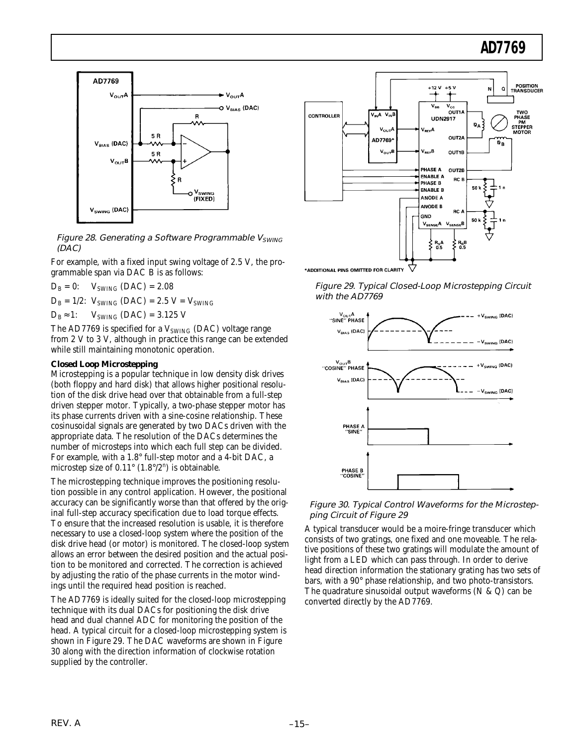Figure 28. Generating a Software Programmable $V_{SWING}$ (DAC)

For example, with a fixed input swing voltage of 2.5 V, the programmable span via DAC B is as follows:

$D_B = 0$: $V_{SWING}$ (DAC) = 2.08

$D_B = 1/2$: $V_{SWING}$ (DAC) = 2.5 V = $V_{SWING}$

$D_B \approx 1$: $V_{SWING}$ (DAC) = 3.125 V

The AD7769 is specified for a $V_{SWING}$ (DAC) voltage range from 2 V to 3 V, although in practice this range can be extended while still maintaining monotonic operation.

**Closed Loop Microstepping**

Microstepping is a popular technique in low density disk drives (both floppy and hard disk) that allows higher positional resolution of the disk drive head over that obtainable from a full-step driven stepper motor. Typically, a two-phase stepper motor has its phase currents driven with a sine-cosine relationship. These cosinusoidal signals are generated by two DACs driven with the appropriate data. The resolution of the DACs determines the number of microsteps into which each full step can be divided. For example, with a 1.8° full-step motor and a 4-bit DAC, a microstep size of 0.11° (1.8°/$2^n$) is obtainable.

The microstepping technique improves the positioning resolution possible in any control application. However, the positional accuracy can be significantly worse than that offered by the original full-step accuracy specification due to load torque effects. To ensure that the increased resolution is usable, it is therefore necessary to use a closed-loop system where the position of the disk drive head (or motor) is monitored. The closed-loop system allows an error between the desired position and the actual position to be monitored and corrected. The correction is achieved by adjusting the ratio of the phase currents in the motor windings until the required head position is reached.

The AD7769 is ideally suited for the closed-loop microstepping technique with its dual DACs for positioning the disk drive head and dual channel ADC for monitoring the position of the head. A typical circuit for a closed-loop microstepping system is shown in Figure 29. The DAC waveforms are shown in Figure 30 along with the direction information of clockwise rotation supplied by the controller.

Figure 29. Typical Closed-Loop Microstepping Circuit with the AD7769

Figure 30. Typical Control Waveforms for the Microstepping Circuit of Figure 29

A typical transducer would be a moire-fringe transducer which consists of two gratings, one fixed and one moveable. The relative positions of these two gratings will modulate the amount of light from a LED which can pass through. In order to derive head direction information the stationary grating has two sets of bars, with a 90° phase relationship, and two photo-transistors. The quadrature sinusoidal output waveforms (N & Q) can be converted directly by the AD7769.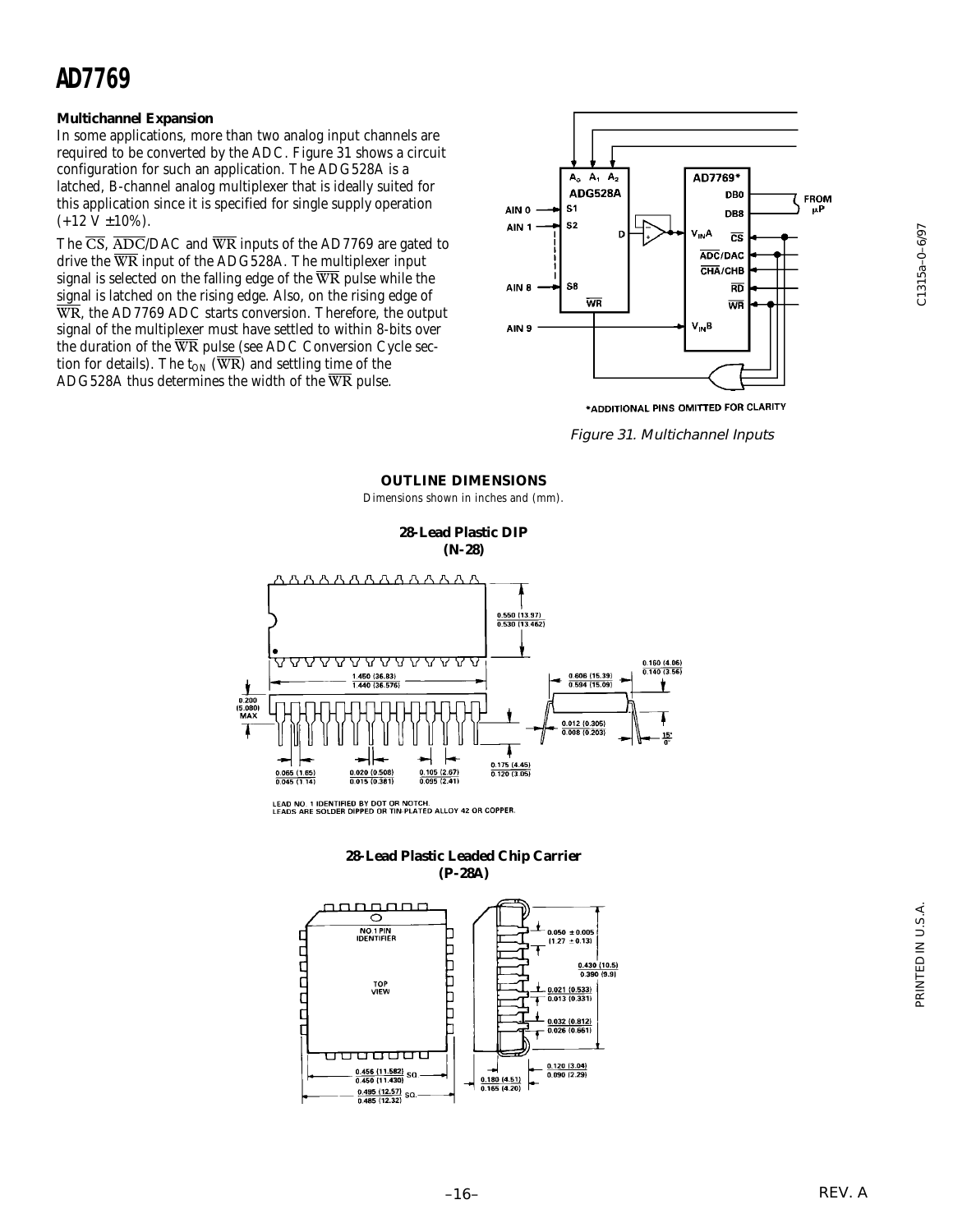### Multichannel Expansion

In some applications, more than two analog input channels are required to be converted by the ADC. Figure 31 shows a circuit configuration for such an application. The ADG528A is a latched, 8-channel analog multiplexer that is ideally suited for this application since it is specified for single supply operation (+12 V ±10%).

The $\overline{CS}$, $\overline{ADC}$/DAC and $\overline{WR}$ inputs of the AD7769 are gated to drive the $\overline{WR}$ input of the ADG528A. The multiplexer input signal is selected on the falling edge of the $\overline{WR}$ pulse while the signal is latched on the rising edge. Also, on the rising edge of $\overline{WR}$, the AD7769 ADC starts conversion. Therefore, the output signal of the multiplexer must have settled to within 8-bits over the duration of the $\overline{WR}$ pulse (see ADC Conversion Cycle section for details). The $t_{ON}$ ($\overline{WR}$) and settling time of the ADG528A thus determines the width of the $\overline{WR}$ pulse.

$A_0$ $A_1$ $A_2$
ADG528A
AIN 0
AIN 1
AIN 8
AIN 9
S1
S2
S8
D
$\overline{WR}$
AD7769*
DB0
DB8
FROM µP
$V_{IN}A$
$V_{IN}B$
$\overline{CS}$
$\overline{ADC}$/DAC
$\overline{CHA}$/CHB
$\overline{RD}$
$\overline{WR}$

*ADDITIONAL PINS OMITTED FOR CLARITY

*Figure 31. Multichannel Inputs*

## OUTLINE DIMENSIONS

Dimensions shown in inches and (mm).

### 28-Lead Plastic DIP (N-28)

0.550 (13.97)
0.530 (13.462)
1.450 (36.83)
1.440 (36.576)
0.200 (5.080) MAX
0.606 (15.39)
0.594 (15.09)
0.160 (4.06)
0.140 (3.56)
0.012 (0.305)
0.008 (0.203)
15°
0°
0.175 (4.45)
0.120 (3.05)
0.065 (1.65)
0.045 (1.14)
0.020 (0.508)
0.015 (0.381)
0.105 (2.67)
0.095 (2.41)

LEAD NO. 1 IDENTIFIED BY DOT OR NOTCH.
LEADS ARE SOLDER DIPPED OR TIN-PLATED ALLOY 42 OR COPPER.

### 28-Lead Plastic Leaded Chip Carrier (P-28A)

NO 1 PIN IDENTIFIER
TOP VIEW
0.050 ± 0.005 (1.27 ± 0.13)
0.430 (10.5)
0.390 (9.9)
0.021 (0.533)
0.013 (0.331)
0.032 (0.812)
0.026 (0.661)
0.120 (3.04)
0.090 (2.29)
0.456 (11.582)
0.450 (11.430) SQ.
0.495 (12.57)
0.485 (12.32) SQ.
0.180 (4.57)
0.165 (4.20)